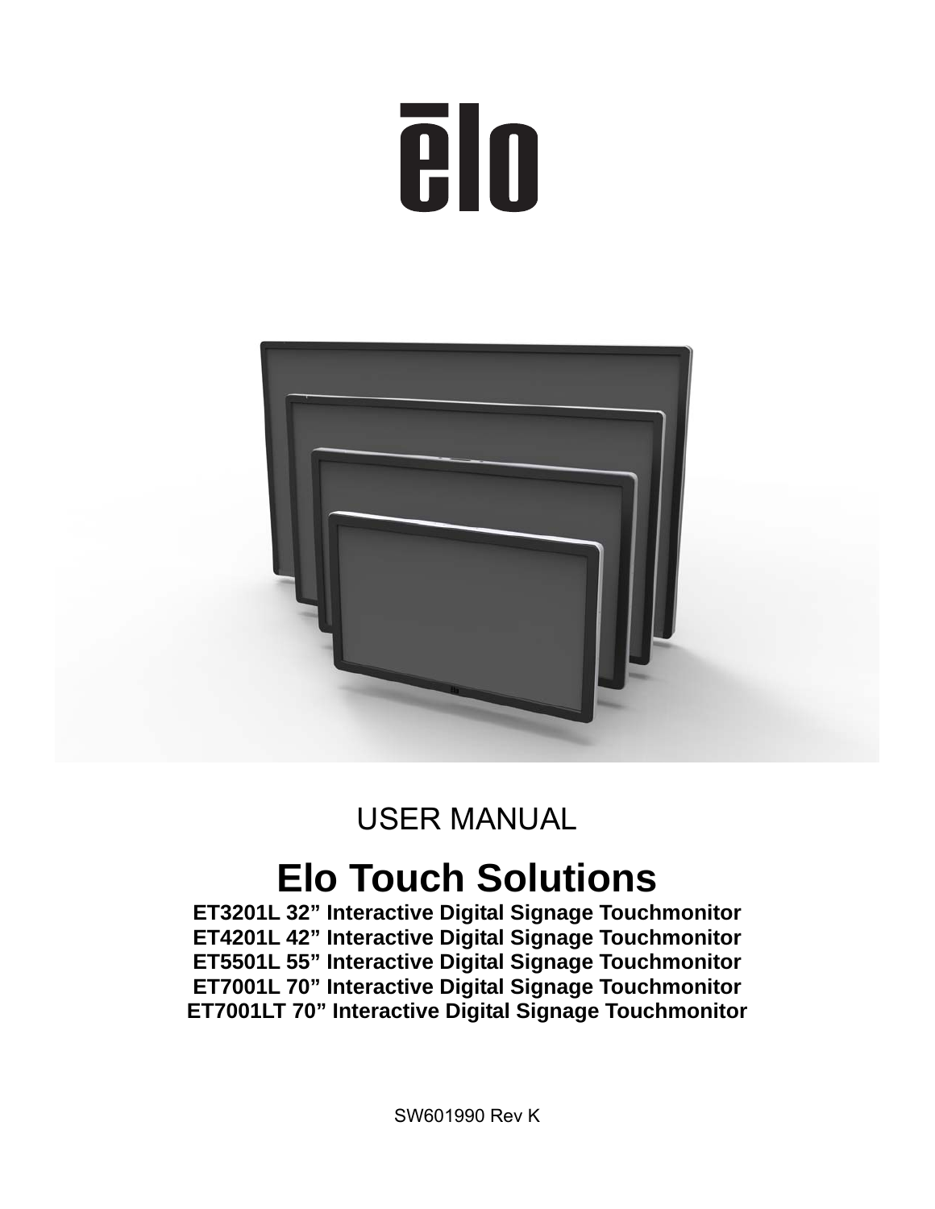USER MANUAL

# Elo Touch Solutions

**ET3201L 32" Interactive Digital Signage Touchmonitor**
**ET4201L 42" Interactive Digital Signage Touchmonitor**
**ET5501L 55" Interactive Digital Signage Touchmonitor**
**ET7001L 70" Interactive Digital Signage Touchmonitor**
**ET7001LT 70" Interactive Digital Signage Touchmonitor**

SW601990 Rev K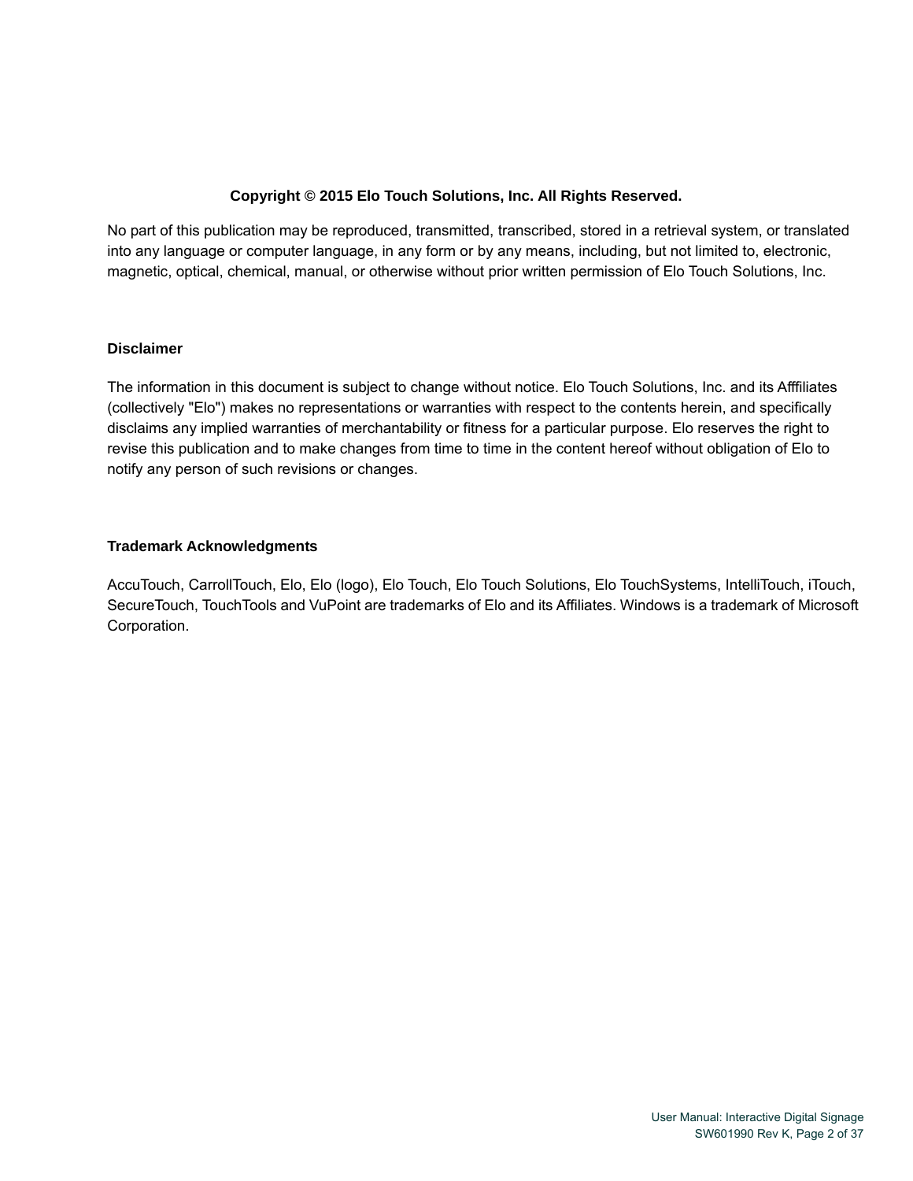**Copyright © 2015 Elo Touch Solutions, Inc. All Rights Reserved.**

No part of this publication may be reproduced, transmitted, transcribed, stored in a retrieval system, or translated into any language or computer language, in any form or by any means, including, but not limited to, electronic, magnetic, optical, chemical, manual, or otherwise without prior written permission of Elo Touch Solutions, Inc.

### Disclaimer

The information in this document is subject to change without notice. Elo Touch Solutions, Inc. and its Afffiliates (collectively "Elo") makes no representations or warranties with respect to the contents herein, and specifically disclaims any implied warranties of merchantability or fitness for a particular purpose. Elo reserves the right to revise this publication and to make changes from time to time in the content hereof without obligation of Elo to notify any person of such revisions or changes.

### Trademark Acknowledgments

AccuTouch, CarrollTouch, Elo, Elo (logo), Elo Touch, Elo Touch Solutions, Elo TouchSystems, IntelliTouch, iTouch, SecureTouch, TouchTools and VuPoint are trademarks of Elo and its Affiliates. Windows is a trademark of Microsoft Corporation.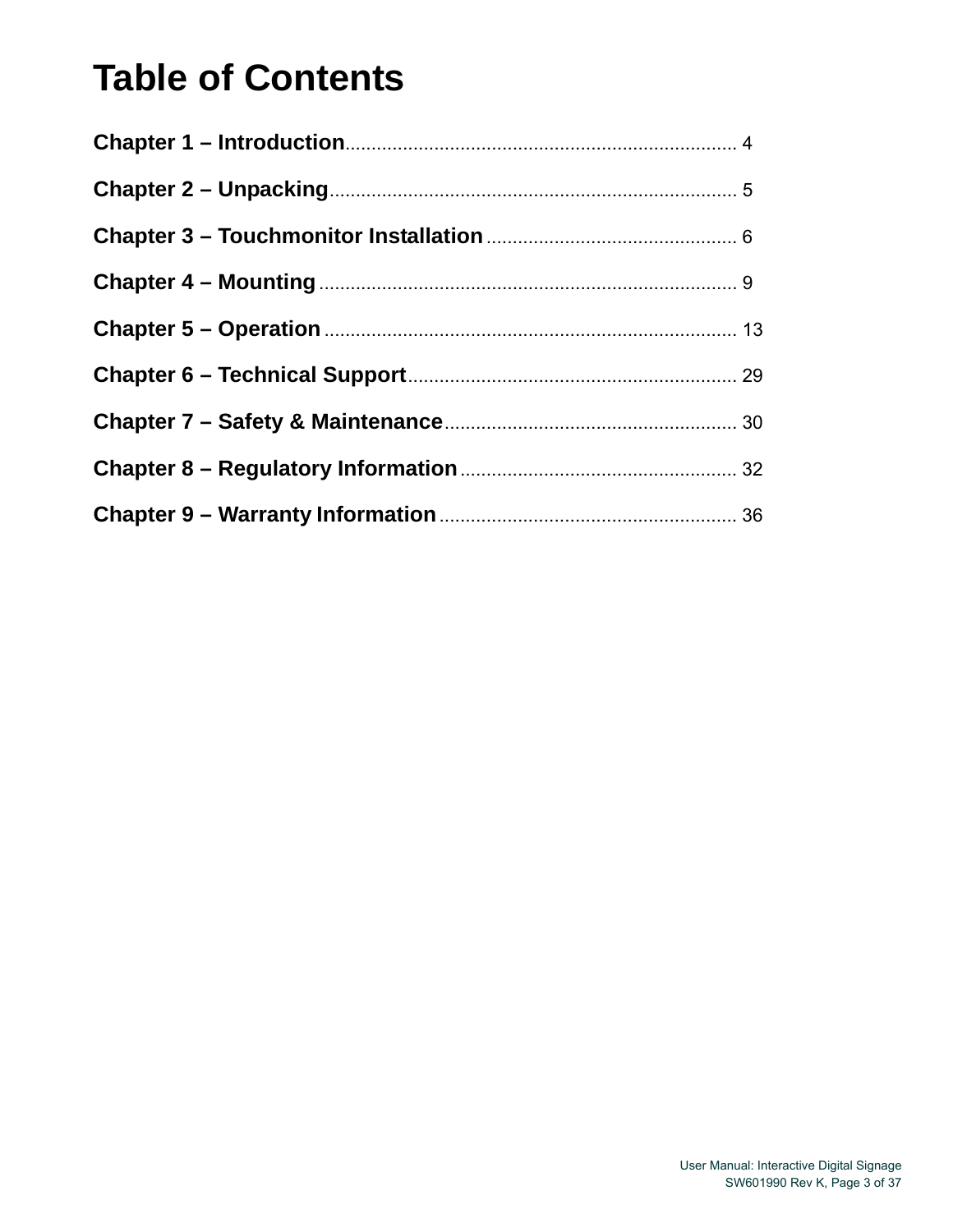# Table of Contents

**Chapter 1 – Introduction**.......................................................................... 4

**Chapter 2 – Unpacking**............................................................................. 5

**Chapter 3 – Touchmonitor Installation**................................................ 6

**Chapter 4 – Mounting**................................................................................ 9

**Chapter 5 – Operation**.............................................................................. 13

**Chapter 6 – Technical Support**.............................................................. 29

**Chapter 7 – Safety & Maintenance**....................................................... 30

**Chapter 8 – Regulatory Information**.................................................... 32

**Chapter 9 – Warranty Information**........................................................ 36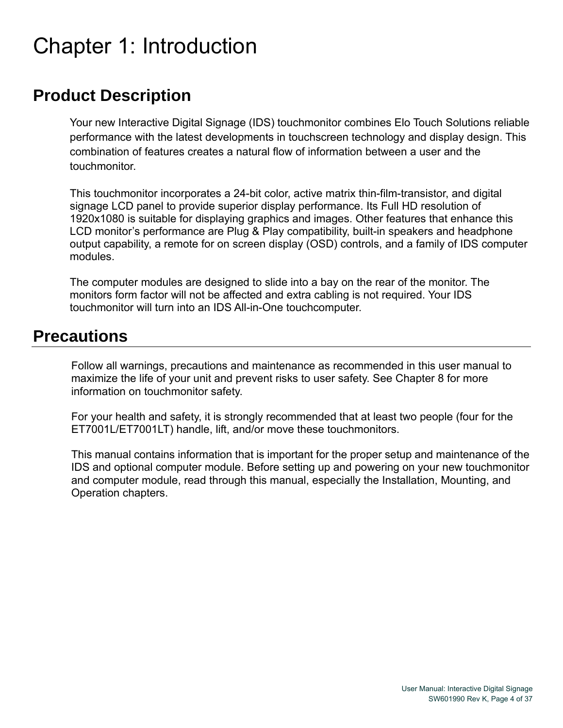# Chapter 1: Introduction

## Product Description

Your new Interactive Digital Signage (IDS) touchmonitor combines Elo Touch Solutions reliable performance with the latest developments in touchscreen technology and display design. This combination of features creates a natural flow of information between a user and the touchmonitor.

This touchmonitor incorporates a 24-bit color, active matrix thin-film-transistor, and digital signage LCD panel to provide superior display performance. Its Full HD resolution of 1920x1080 is suitable for displaying graphics and images. Other features that enhance this LCD monitor's performance are Plug & Play compatibility, built-in speakers and headphone output capability, a remote for on screen display (OSD) controls, and a family of IDS computer modules.

The computer modules are designed to slide into a bay on the rear of the monitor. The monitors form factor will not be affected and extra cabling is not required. Your IDS touchmonitor will turn into an IDS All-in-One touchcomputer.

## Precautions

Follow all warnings, precautions and maintenance as recommended in this user manual to maximize the life of your unit and prevent risks to user safety. See Chapter 8 for more information on touchmonitor safety.

For your health and safety, it is strongly recommended that at least two people (four for the ET7001L/ET7001LT) handle, lift, and/or move these touchmonitors.

This manual contains information that is important for the proper setup and maintenance of the IDS and optional computer module. Before setting up and powering on your new touchmonitor and computer module, read through this manual, especially the Installation, Mounting, and Operation chapters.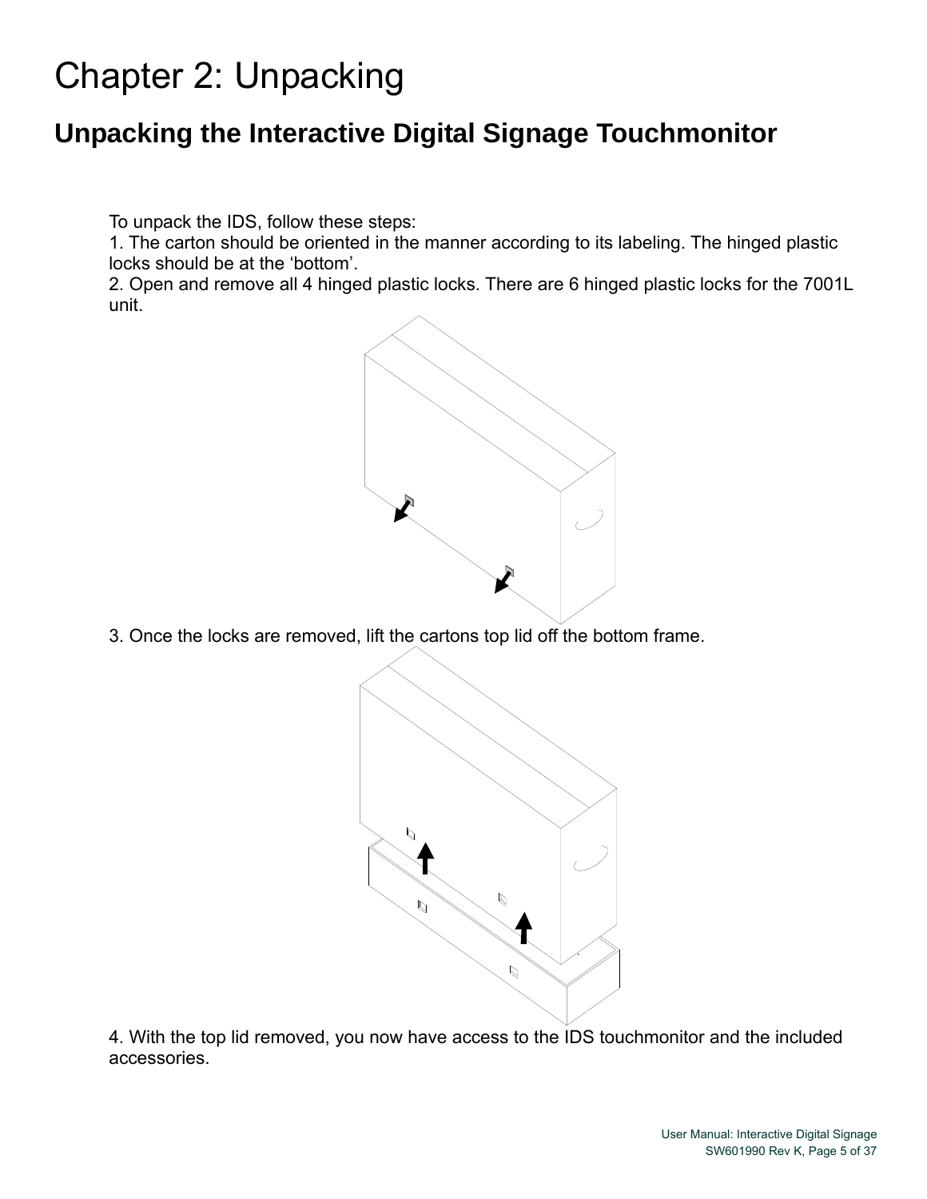# Chapter 2: Unpacking

## Unpacking the Interactive Digital Signage Touchmonitor

To unpack the IDS, follow these steps:

1. The carton should be oriented in the manner according to its labeling. The hinged plastic locks should be at the 'bottom'.
2. Open and remove all 4 hinged plastic locks. There are 6 hinged plastic locks for the 7001L unit.
3. Once the locks are removed, lift the cartons top lid off the bottom frame.
4. With the top lid removed, you now have access to the IDS touchmonitor and the included accessories.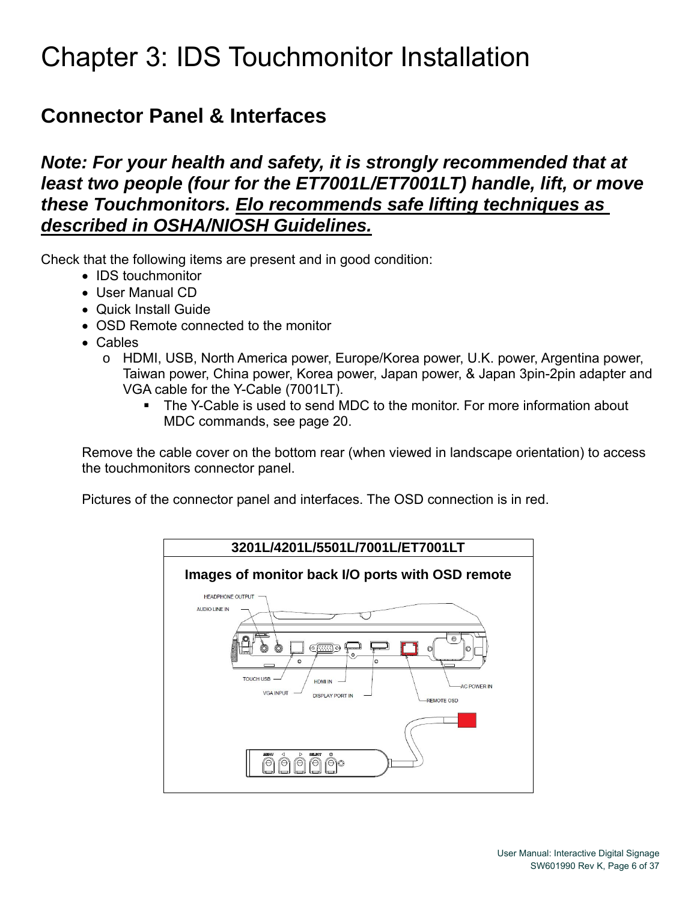# Chapter 3: IDS Touchmonitor Installation

## Connector Panel & Interfaces

***Note: For your health and safety, it is strongly recommended that at least two people (four for the ET7001L/ET7001LT) handle, lift, or move these Touchmonitors. Elo recommends safe lifting techniques as described in OSHA/NIOSH Guidelines.***

Check that the following items are present and in good condition:

- IDS touchmonitor
- User Manual CD
- Quick Install Guide
- OSD Remote connected to the monitor
- Cables
  - HDMI, USB, North America power, Europe/Korea power, U.K. power, Argentina power, Taiwan power, China power, Korea power, Japan power, & Japan 3pin-2pin adapter and VGA cable for the Y-Cable (7001LT).
    - The Y-Cable is used to send MDC to the monitor. For more information about MDC commands, see page 20.

Remove the cable cover on the bottom rear (when viewed in landscape orientation) to access the touchmonitors connector panel.

Pictures of the connector panel and interfaces. The OSD connection is in red.

| 3201L/4201L/5501L/7001L/ET7001LT |
|---|
| **Images of monitor back I/O ports with OSD remote** |

HEADPHONE OUTPUT, AUDIO LINE IN, TOUCH USB, VGA INPUT, HDMI IN, DISPLAY PORT IN, REMOTE OSD, AC POWER IN

MENU, SELECT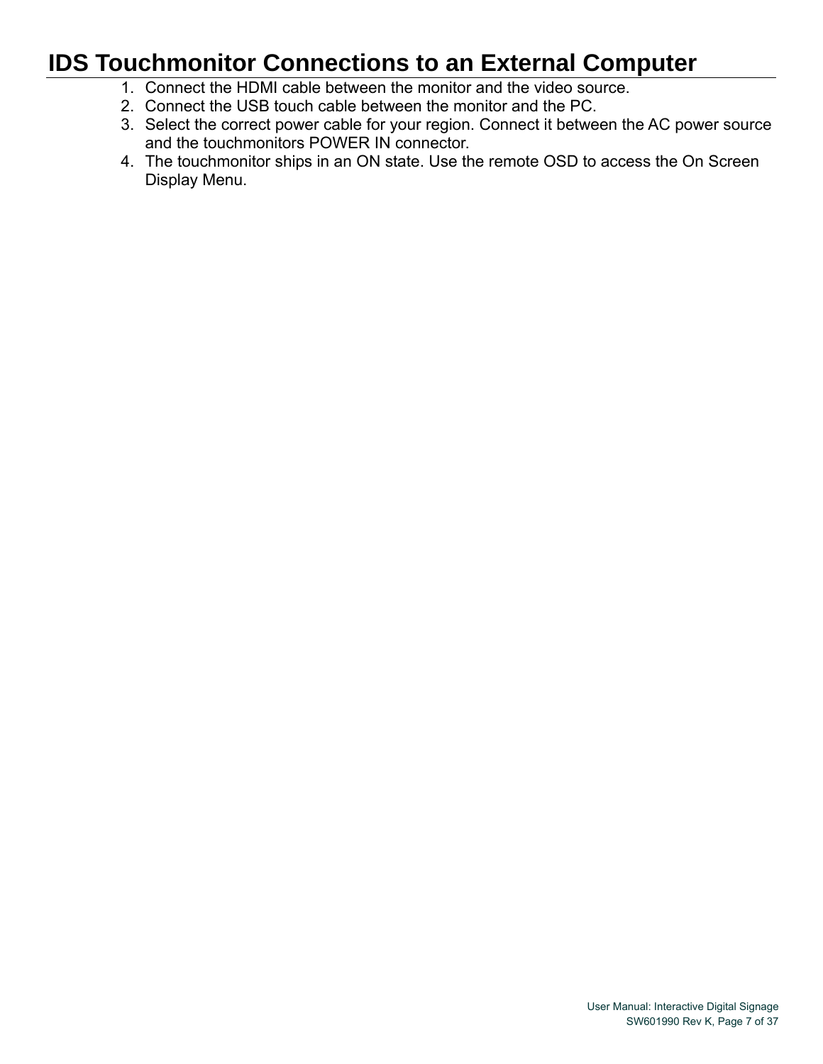# IDS Touchmonitor Connections to an External Computer

1. Connect the HDMI cable between the monitor and the video source.
2. Connect the USB touch cable between the monitor and the PC.
3. Select the correct power cable for your region. Connect it between the AC power source and the touchmonitors POWER IN connector.
4. The touchmonitor ships in an ON state. Use the remote OSD to access the On Screen Display Menu.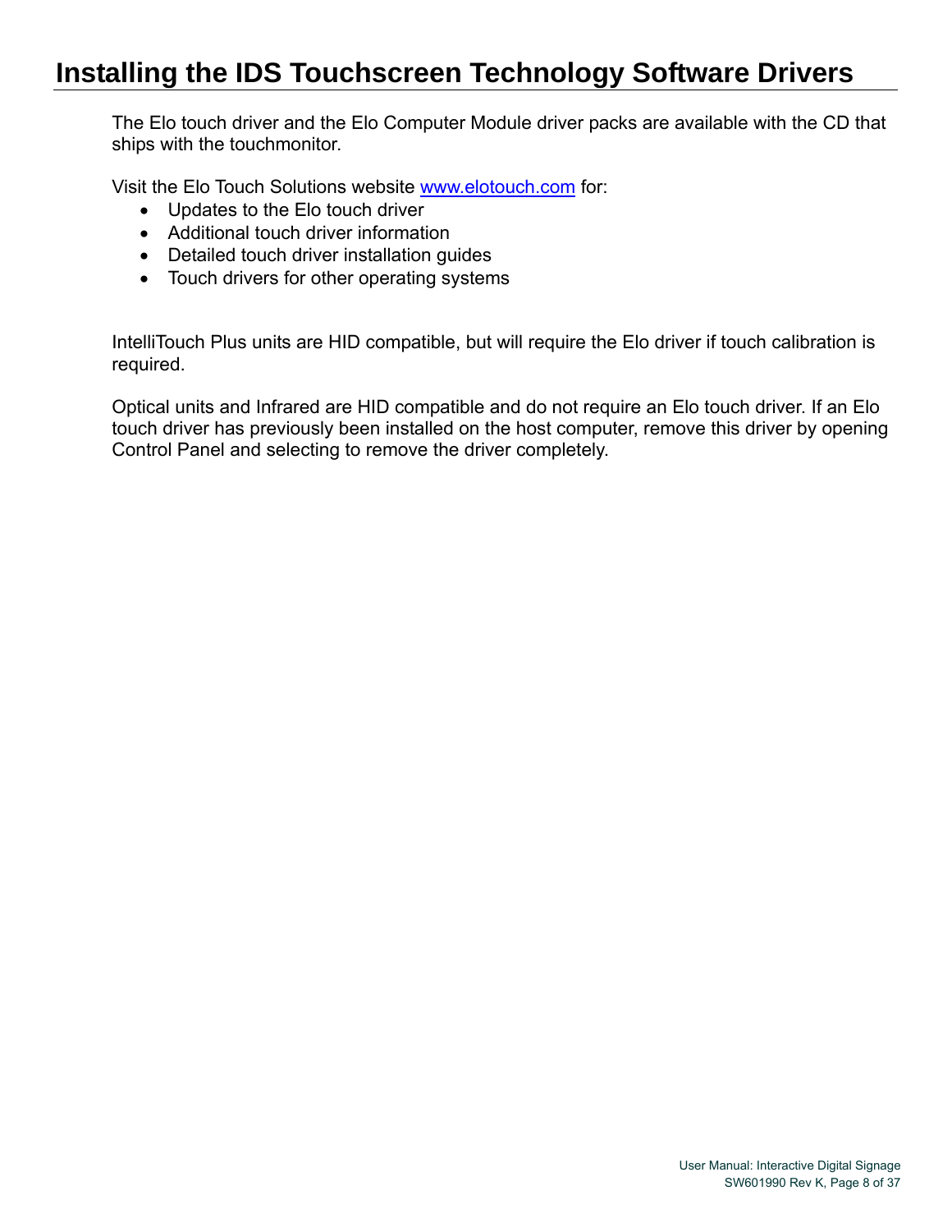# Installing the IDS Touchscreen Technology Software Drivers

The Elo touch driver and the Elo Computer Module driver packs are available with the CD that ships with the touchmonitor.

Visit the Elo Touch Solutions website [www.elotouch.com](http://www.elotouch.com) for:

- Updates to the Elo touch driver
- Additional touch driver information
- Detailed touch driver installation guides
- Touch drivers for other operating systems

IntelliTouch Plus units are HID compatible, but will require the Elo driver if touch calibration is required.

Optical units and Infrared are HID compatible and do not require an Elo touch driver. If an Elo touch driver has previously been installed on the host computer, remove this driver by opening Control Panel and selecting to remove the driver completely.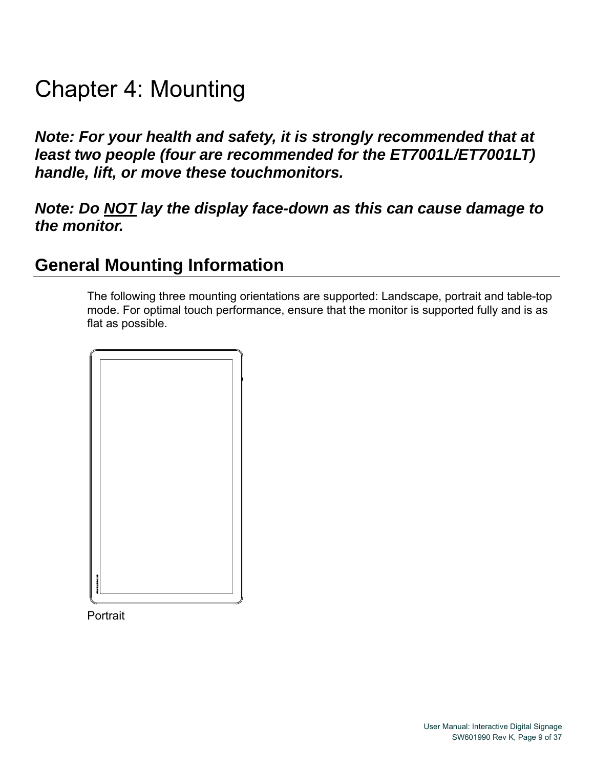# Chapter 4: Mounting

***Note: For your health and safety, it is strongly recommended that at least two people (four are recommended for the ET7001L/ET7001LT) handle, lift, or move these touchmonitors.***

***Note: Do <u>NOT</u> lay the display face-down as this can cause damage to the monitor.***

## General Mounting Information

The following three mounting orientations are supported: Landscape, portrait and table-top mode. For optimal touch performance, ensure that the monitor is supported fully and is as flat as possible.

Portrait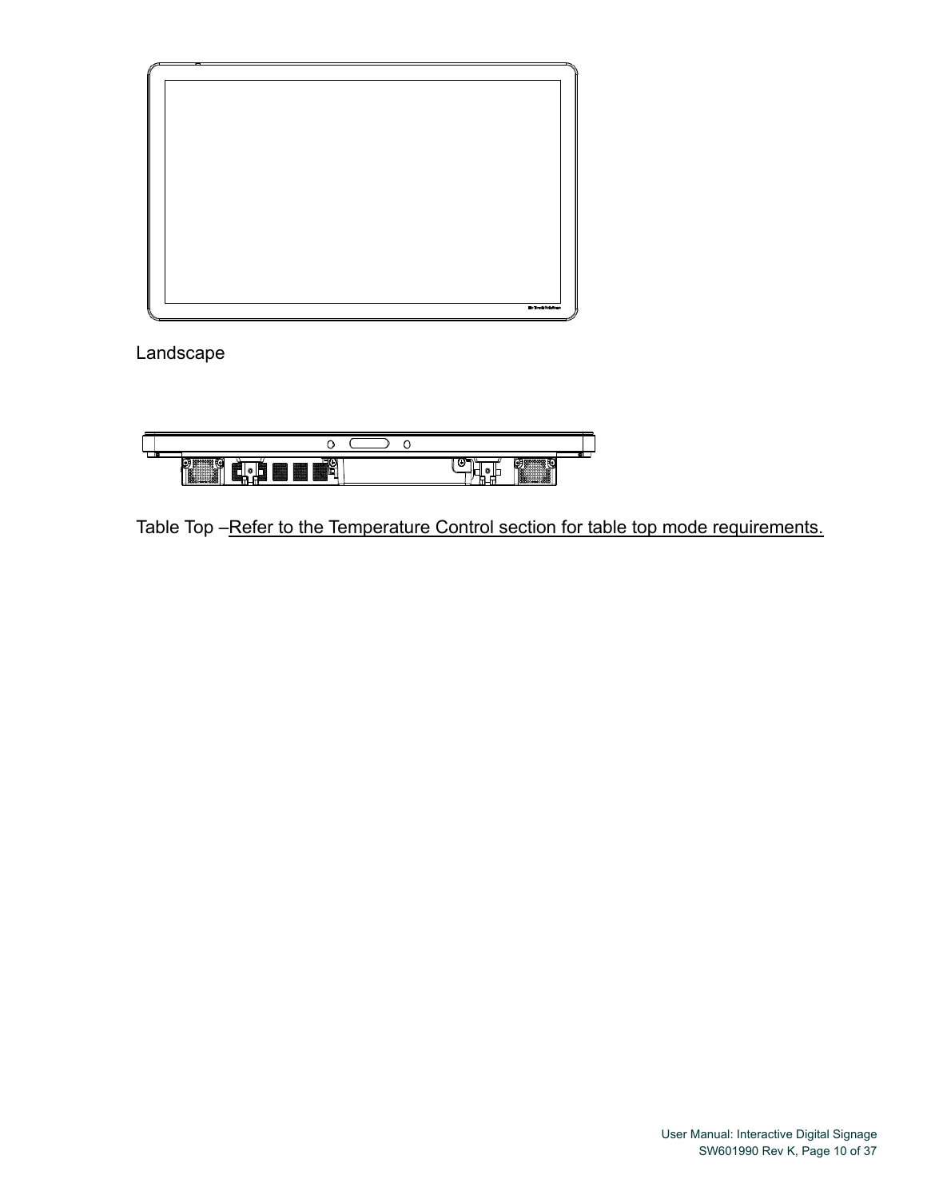Landscape

Table Top –Refer to the Temperature Control section for table top mode requirements.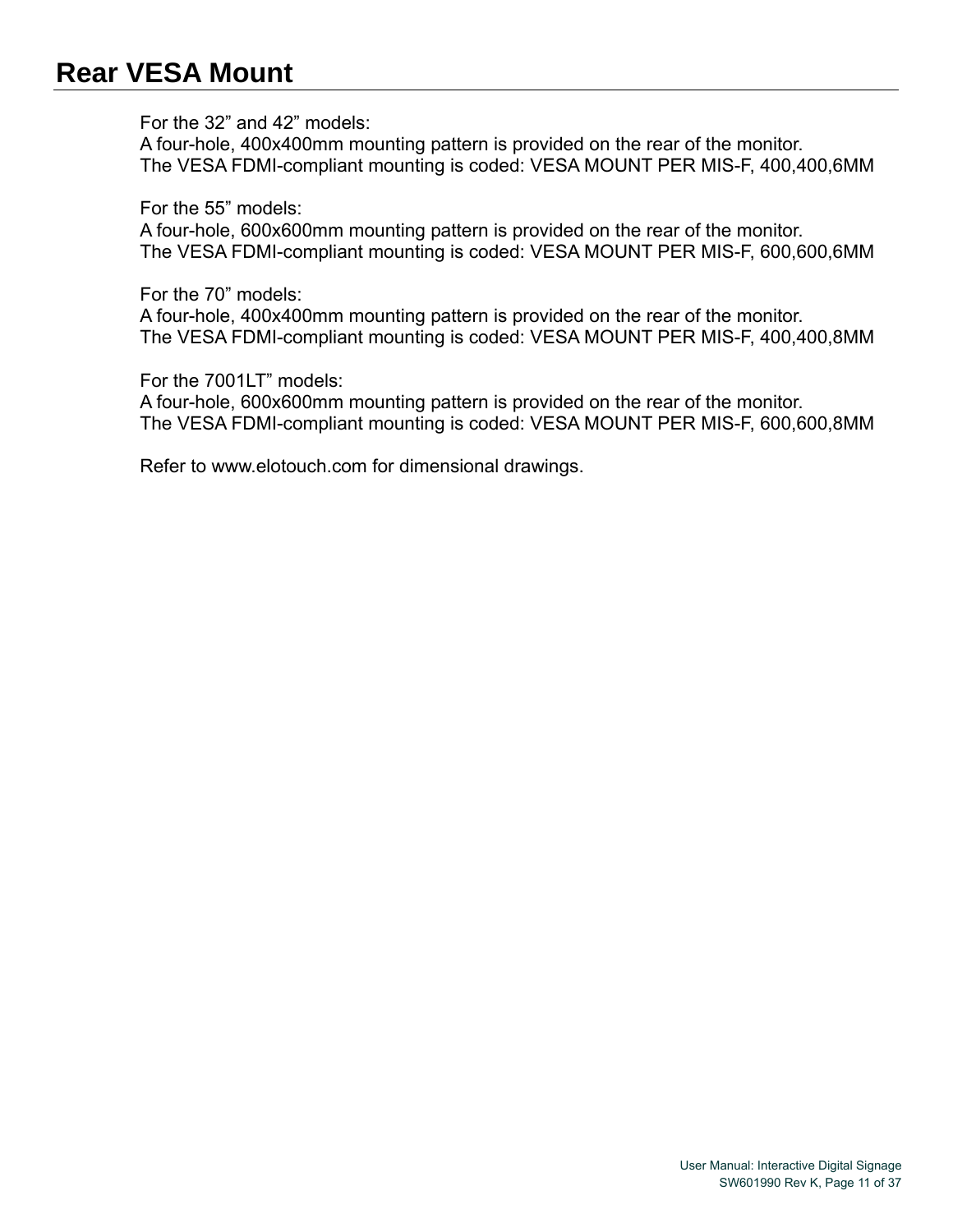# Rear VESA Mount

For the 32” and 42” models:
A four-hole, 400x400mm mounting pattern is provided on the rear of the monitor.
The VESA FDMI-compliant mounting is coded: VESA MOUNT PER MIS-F, 400,400,6MM

For the 55” models:
A four-hole, 600x600mm mounting pattern is provided on the rear of the monitor.
The VESA FDMI-compliant mounting is coded: VESA MOUNT PER MIS-F, 600,600,6MM

For the 70” models:
A four-hole, 400x400mm mounting pattern is provided on the rear of the monitor.
The VESA FDMI-compliant mounting is coded: VESA MOUNT PER MIS-F, 400,400,8MM

For the 7001LT” models:
A four-hole, 600x600mm mounting pattern is provided on the rear of the monitor.
The VESA FDMI-compliant mounting is coded: VESA MOUNT PER MIS-F, 600,600,8MM

Refer to www.elotouch.com for dimensional drawings.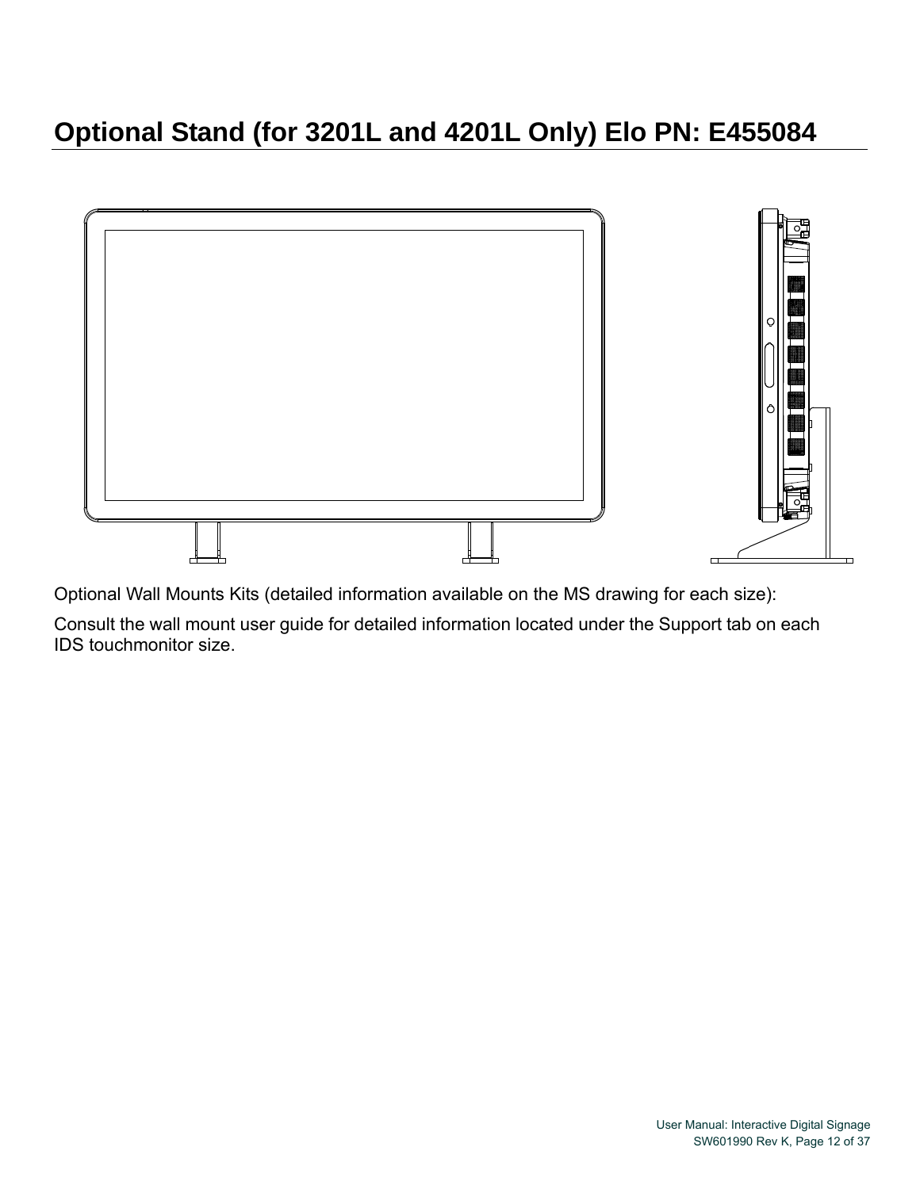## Optional Stand (for 3201L and 4201L Only) Elo PN: E455084

Optional Wall Mounts Kits (detailed information available on the MS drawing for each size):

Consult the wall mount user guide for detailed information located under the Support tab on each IDS touchmonitor size.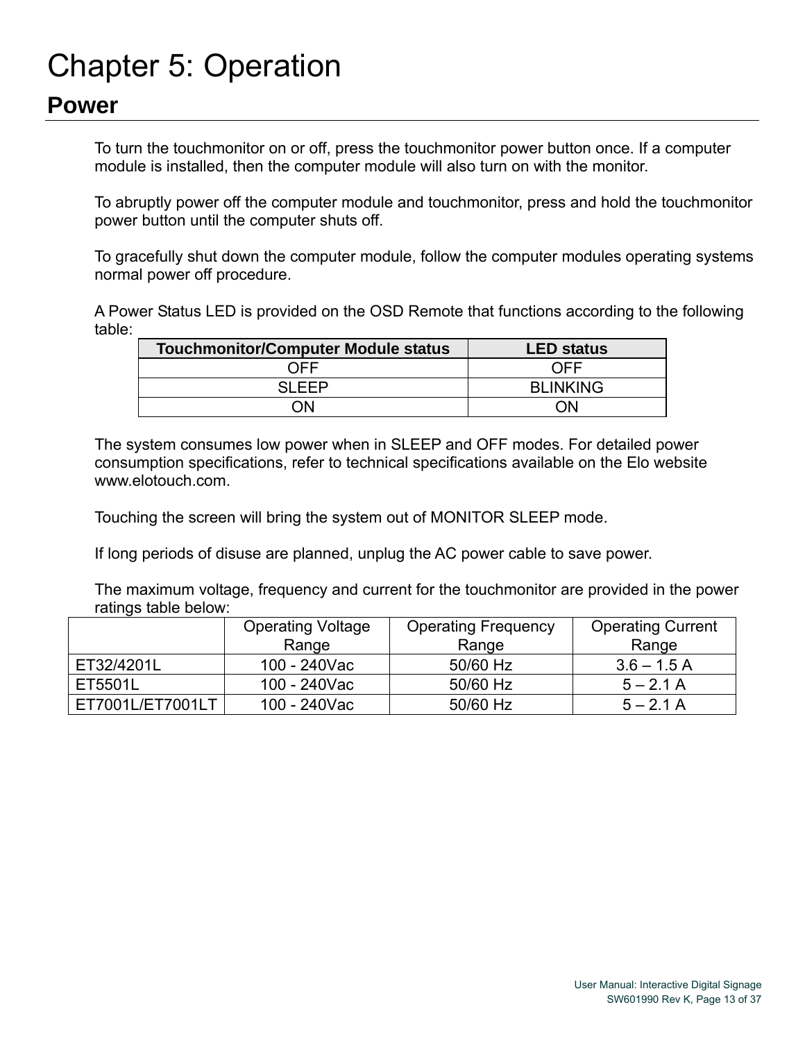# Chapter 5: Operation

## Power

To turn the touchmonitor on or off, press the touchmonitor power button once. If a computer module is installed, then the computer module will also turn on with the monitor.

To abruptly power off the computer module and touchmonitor, press and hold the touchmonitor power button until the computer shuts off.

To gracefully shut down the computer module, follow the computer modules operating systems normal power off procedure.

A Power Status LED is provided on the OSD Remote that functions according to the following table:

| Touchmonitor/Computer Module status | LED status |
| --- | --- |
| OFF | OFF |
| SLEEP | BLINKING |
| ON | ON |

The system consumes low power when in SLEEP and OFF modes. For detailed power consumption specifications, refer to technical specifications available on the Elo website www.elotouch.com.

Touching the screen will bring the system out of MONITOR SLEEP mode.

If long periods of disuse are planned, unplug the AC power cable to save power.

The maximum voltage, frequency and current for the touchmonitor are provided in the power ratings table below:

| | Operating Voltage Range | Operating Frequency Range | Operating Current Range |
| --- | --- | --- | --- |
| ET32/4201L | 100 - 240Vac | 50/60 Hz | 3.6 – 1.5 A |
| ET5501L | 100 - 240Vac | 50/60 Hz | 5 – 2.1 A |
| ET7001L/ET7001LT | 100 - 240Vac | 50/60 Hz | 5 – 2.1 A |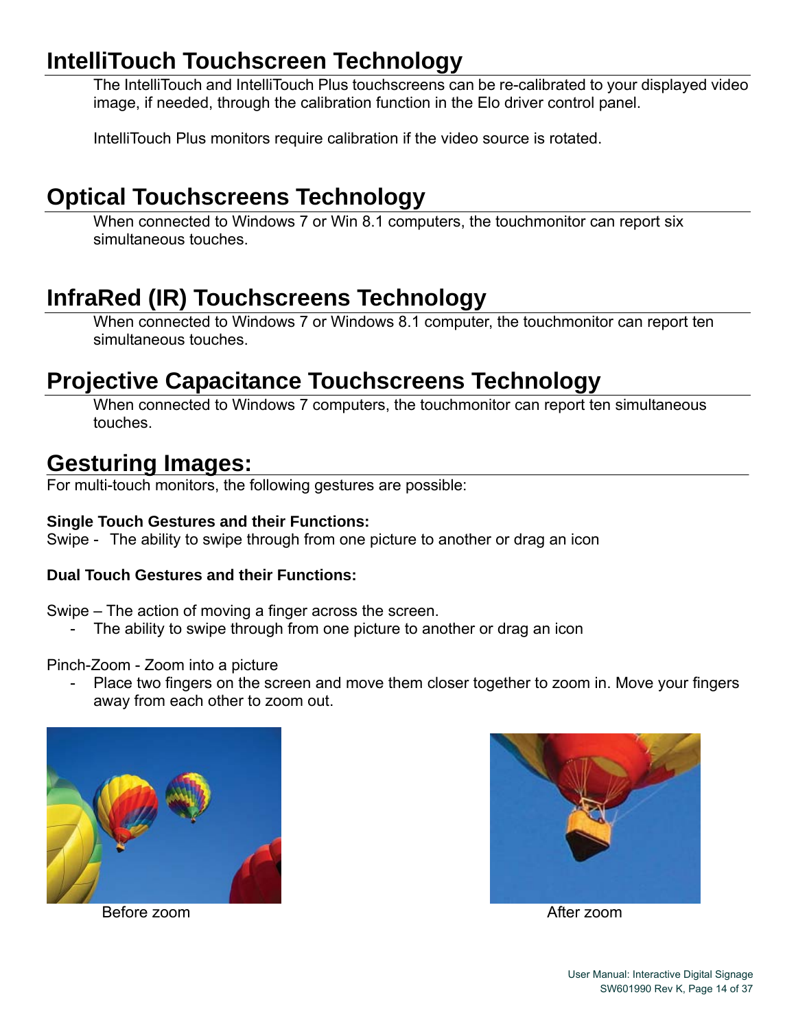# IntelliTouch Touchscreen Technology

The IntelliTouch and IntelliTouch Plus touchscreens can be re-calibrated to your displayed video image, if needed, through the calibration function in the Elo driver control panel.

IntelliTouch Plus monitors require calibration if the video source is rotated.

# Optical Touchscreens Technology

When connected to Windows 7 or Win 8.1 computers, the touchmonitor can report six simultaneous touches.

# InfraRed (IR) Touchscreens Technology

When connected to Windows 7 or Windows 8.1 computer, the touchmonitor can report ten simultaneous touches.

# Projective Capacitance Touchscreens Technology

When connected to Windows 7 computers, the touchmonitor can report ten simultaneous touches.

# Gesturing Images:

For multi-touch monitors, the following gestures are possible:

**Single Touch Gestures and their Functions:**

Swipe - The ability to swipe through from one picture to another or drag an icon

**Dual Touch Gestures and their Functions:**

Swipe – The action of moving a finger across the screen.

- The ability to swipe through from one picture to another or drag an icon

Pinch-Zoom - Zoom into a picture

- Place two fingers on the screen and move them closer together to zoom in. Move your fingers away from each other to zoom out.

Before zoom

After zoom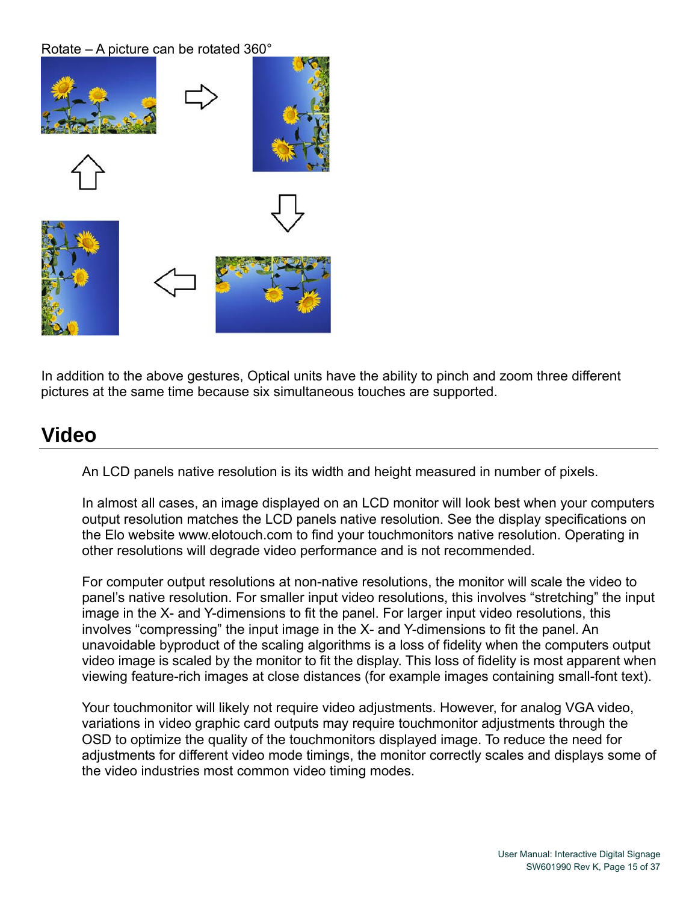Rotate – A picture can be rotated 360°

In addition to the above gestures, Optical units have the ability to pinch and zoom three different pictures at the same time because six simultaneous touches are supported.

## Video

An LCD panels native resolution is its width and height measured in number of pixels.

In almost all cases, an image displayed on an LCD monitor will look best when your computers output resolution matches the LCD panels native resolution. See the display specifications on the Elo website www.elotouch.com to find your touchmonitors native resolution. Operating in other resolutions will degrade video performance and is not recommended.

For computer output resolutions at non-native resolutions, the monitor will scale the video to panel's native resolution. For smaller input video resolutions, this involves "stretching" the input image in the X- and Y-dimensions to fit the panel. For larger input video resolutions, this involves "compressing" the input image in the X- and Y-dimensions to fit the panel. An unavoidable byproduct of the scaling algorithms is a loss of fidelity when the computers output video image is scaled by the monitor to fit the display. This loss of fidelity is most apparent when viewing feature-rich images at close distances (for example images containing small-font text).

Your touchmonitor will likely not require video adjustments. However, for analog VGA video, variations in video graphic card outputs may require touchmonitor adjustments through the OSD to optimize the quality of the touchmonitors displayed image. To reduce the need for adjustments for different video mode timings, the monitor correctly scales and displays some of the video industries most common video timing modes.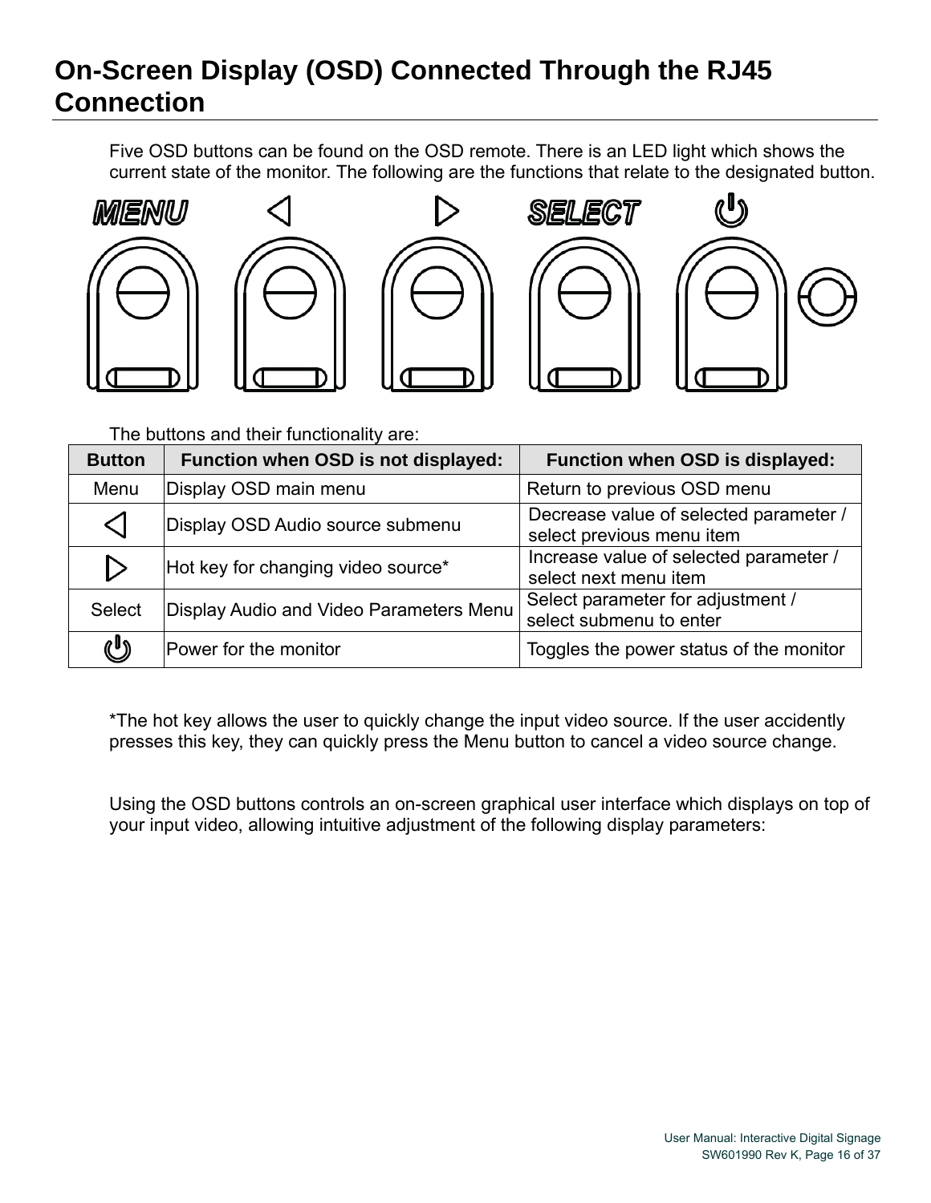# On-Screen Display (OSD) Connected Through the RJ45 Connection

Five OSD buttons can be found on the OSD remote. There is an LED light which shows the current state of the monitor. The following are the functions that relate to the designated button.

MENU ◁ ▷ SELECT ⏻

The buttons and their functionality are:

| Button | Function when OSD is not displayed: | Function when OSD is displayed: |
|---|---|---|
| Menu | Display OSD main menu | Return to previous OSD menu |
| ◁ | Display OSD Audio source submenu | Decrease value of selected parameter / select previous menu item |
| ▷ | Hot key for changing video source* | Increase value of selected parameter / select next menu item |
| Select | Display Audio and Video Parameters Menu | Select parameter for adjustment / select submenu to enter |
| ⏻ | Power for the monitor | Toggles the power status of the monitor |

*The hot key allows the user to quickly change the input video source. If the user accidently presses this key, they can quickly press the Menu button to cancel a video source change.

Using the OSD buttons controls an on-screen graphical user interface which displays on top of your input video, allowing intuitive adjustment of the following display parameters: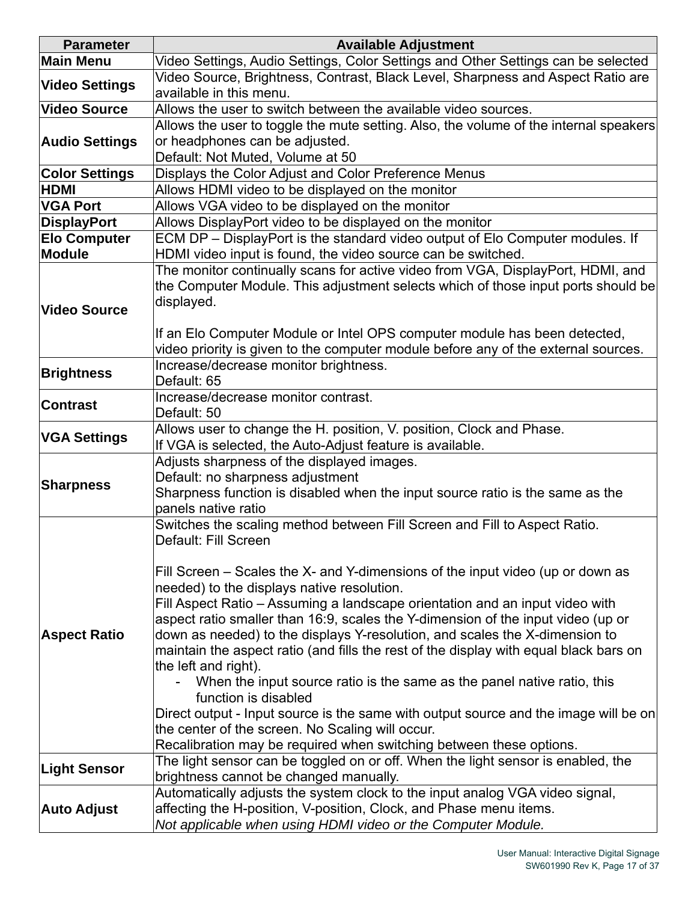| Parameter | Available Adjustment |
|---|---|
| **Main Menu** | Video Settings, Audio Settings, Color Settings and Other Settings can be selected |
| **Video Settings** | Video Source, Brightness, Contrast, Black Level, Sharpness and Aspect Ratio are available in this menu. |
| **Video Source** | Allows the user to switch between the available video sources. |
| **Audio Settings** | Allows the user to toggle the mute setting. Also, the volume of the internal speakers or headphones can be adjusted.<br>Default: Not Muted, Volume at 50 |
| **Color Settings** | Displays the Color Adjust and Color Preference Menus |
| **HDMI** | Allows HDMI video to be displayed on the monitor |
| **VGA Port** | Allows VGA video to be displayed on the monitor |
| **DisplayPort** | Allows DisplayPort video to be displayed on the monitor |
| **Elo Computer Module** | ECM DP – DisplayPort is the standard video output of Elo Computer modules. If HDMI video input is found, the video source can be switched. |
| **Video Source** | The monitor continually scans for active video from VGA, DisplayPort, HDMI, and the Computer Module. This adjustment selects which of those input ports should be displayed.<br><br>If an Elo Computer Module or Intel OPS computer module has been detected, video priority is given to the computer module before any of the external sources. |
| **Brightness** | Increase/decrease monitor brightness.<br>Default: 65 |
| **Contrast** | Increase/decrease monitor contrast.<br>Default: 50 |
| **VGA Settings** | Allows user to change the H. position, V. position, Clock and Phase.<br>If VGA is selected, the Auto-Adjust feature is available. |
| **Sharpness** | Adjusts sharpness of the displayed images.<br>Default: no sharpness adjustment<br>Sharpness function is disabled when the input source ratio is the same as the panels native ratio |
| **Aspect Ratio** | Switches the scaling method between Fill Screen and Fill to Aspect Ratio.<br>Default: Fill Screen<br><br>Fill Screen – Scales the X- and Y-dimensions of the input video (up or down as needed) to the displays native resolution.<br>Fill Aspect Ratio – Assuming a landscape orientation and an input video with aspect ratio smaller than 16:9, scales the Y-dimension of the input video (up or down as needed) to the displays Y-resolution, and scales the X-dimension to maintain the aspect ratio (and fills the rest of the display with equal black bars on the left and right).<br>- When the input source ratio is the same as the panel native ratio, this function is disabled<br>Direct output - Input source is the same with output source and the image will be on the center of the screen. No Scaling will occur.<br>Recalibration may be required when switching between these options. |
| **Light Sensor** | The light sensor can be toggled on or off. When the light sensor is enabled, the brightness cannot be changed manually. |
| **Auto Adjust** | Automatically adjusts the system clock to the input analog VGA video signal, affecting the H-position, V-position, Clock, and Phase menu items.<br>*Not applicable when using HDMI video or the Computer Module.* |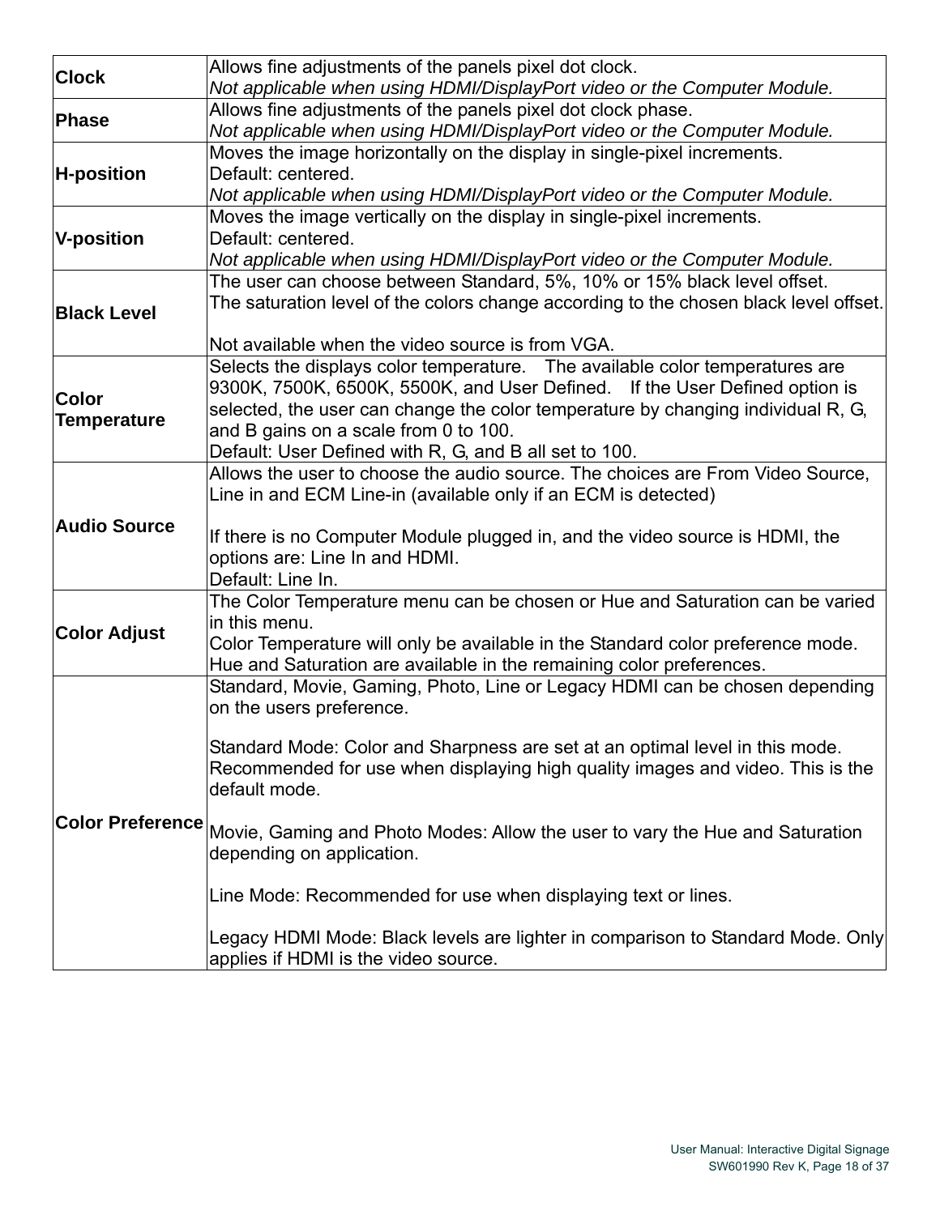| | |
|---|---|
| **Clock** | Allows fine adjustments of the panels pixel dot clock.<br>*Not applicable when using HDMI/DisplayPort video or the Computer Module.* |
| **Phase** | Allows fine adjustments of the panels pixel dot clock phase.<br>*Not applicable when using HDMI/DisplayPort video or the Computer Module.* |
| **H-position** | Moves the image horizontally on the display in single-pixel increments.<br>Default: centered.<br>*Not applicable when using HDMI/DisplayPort video or the Computer Module.* |
| **V-position** | Moves the image vertically on the display in single-pixel increments.<br>Default: centered.<br>*Not applicable when using HDMI/DisplayPort video or the Computer Module.* |
| **Black Level** | The user can choose between Standard, 5%, 10% or 15% black level offset.<br>The saturation level of the colors change according to the chosen black level offset.<br><br>Not available when the video source is from VGA. |
| **Color Temperature** | Selects the displays color temperature. The available color temperatures are 9300K, 7500K, 6500K, 5500K, and User Defined. If the User Defined option is selected, the user can change the color temperature by changing individual R, G, and B gains on a scale from 0 to 100.<br>Default: User Defined with R, G, and B all set to 100. |
| **Audio Source** | Allows the user to choose the audio source. The choices are From Video Source, Line in and ECM Line-in (available only if an ECM is detected)<br><br>If there is no Computer Module plugged in, and the video source is HDMI, the options are: Line In and HDMI.<br>Default: Line In. |
| **Color Adjust** | The Color Temperature menu can be chosen or Hue and Saturation can be varied in this menu.<br>Color Temperature will only be available in the Standard color preference mode. Hue and Saturation are available in the remaining color preferences. |
| **Color Preference** | Standard, Movie, Gaming, Photo, Line or Legacy HDMI can be chosen depending on the users preference.<br><br>Standard Mode: Color and Sharpness are set at an optimal level in this mode. Recommended for use when displaying high quality images and video. This is the default mode.<br><br>Movie, Gaming and Photo Modes: Allow the user to vary the Hue and Saturation depending on application.<br><br>Line Mode: Recommended for use when displaying text or lines.<br><br>Legacy HDMI Mode: Black levels are lighter in comparison to Standard Mode. Only applies if HDMI is the video source. |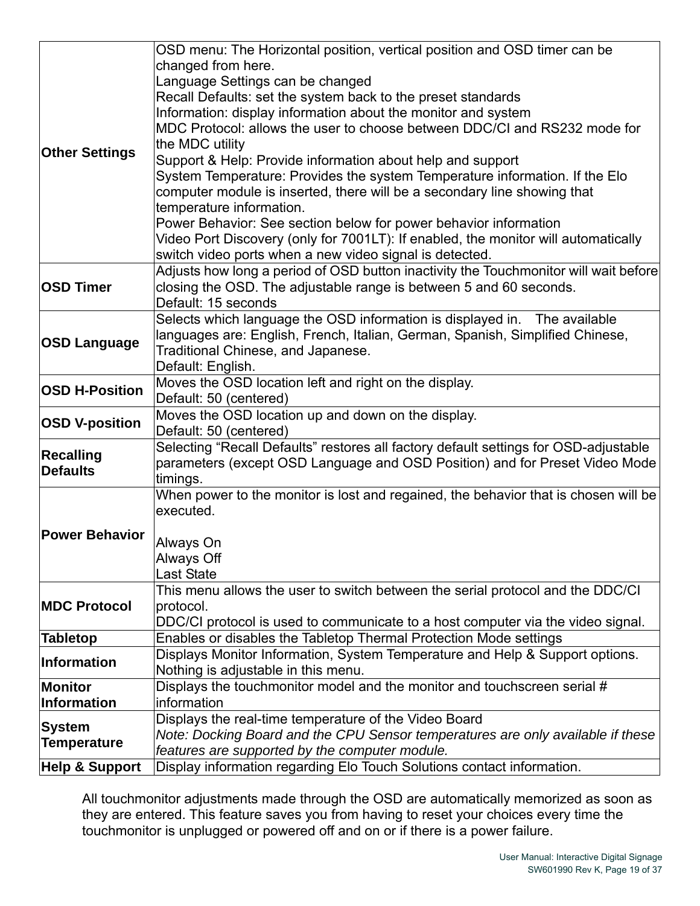| | |
|---|---|
| **Other Settings** | OSD menu: The Horizontal position, vertical position and OSD timer can be changed from here.<br>Language Settings can be changed<br>Recall Defaults: set the system back to the preset standards<br>Information: display information about the monitor and system<br>MDC Protocol: allows the user to choose between DDC/CI and RS232 mode for the MDC utility<br>Support & Help: Provide information about help and support<br>System Temperature: Provides the system Temperature information. If the Elo computer module is inserted, there will be a secondary line showing that temperature information.<br>Power Behavior: See section below for power behavior information<br>Video Port Discovery (only for 7001LT): If enabled, the monitor will automatically switch video ports when a new video signal is detected. |
| **OSD Timer** | Adjusts how long a period of OSD button inactivity the Touchmonitor will wait before closing the OSD. The adjustable range is between 5 and 60 seconds.<br>Default: 15 seconds |
| **OSD Language** | Selects which language the OSD information is displayed in. The available languages are: English, French, Italian, German, Spanish, Simplified Chinese, Traditional Chinese, and Japanese.<br>Default: English. |
| **OSD H-Position** | Moves the OSD location left and right on the display.<br>Default: 50 (centered) |
| **OSD V-position** | Moves the OSD location up and down on the display.<br>Default: 50 (centered) |
| **Recalling Defaults** | Selecting “Recall Defaults” restores all factory default settings for OSD-adjustable parameters (except OSD Language and OSD Position) and for Preset Video Mode timings. |
| **Power Behavior** | When power to the monitor is lost and regained, the behavior that is chosen will be executed.<br><br>Always On<br>Always Off<br>Last State |
| **MDC Protocol** | This menu allows the user to switch between the serial protocol and the DDC/CI protocol.<br>DDC/CI protocol is used to communicate to a host computer via the video signal. |
| **Tabletop** | Enables or disables the Tabletop Thermal Protection Mode settings |
| **Information** | Displays Monitor Information, System Temperature and Help & Support options. Nothing is adjustable in this menu. |
| **Monitor Information** | Displays the touchmonitor model and the monitor and touchscreen serial # information |
| **System Temperature** | Displays the real-time temperature of the Video Board<br>*Note: Docking Board and the CPU Sensor temperatures are only available if these features are supported by the computer module.* |
| **Help & Support** | Display information regarding Elo Touch Solutions contact information. |

All touchmonitor adjustments made through the OSD are automatically memorized as soon as they are entered. This feature saves you from having to reset your choices every time the touchmonitor is unplugged or powered off and on or if there is a power failure.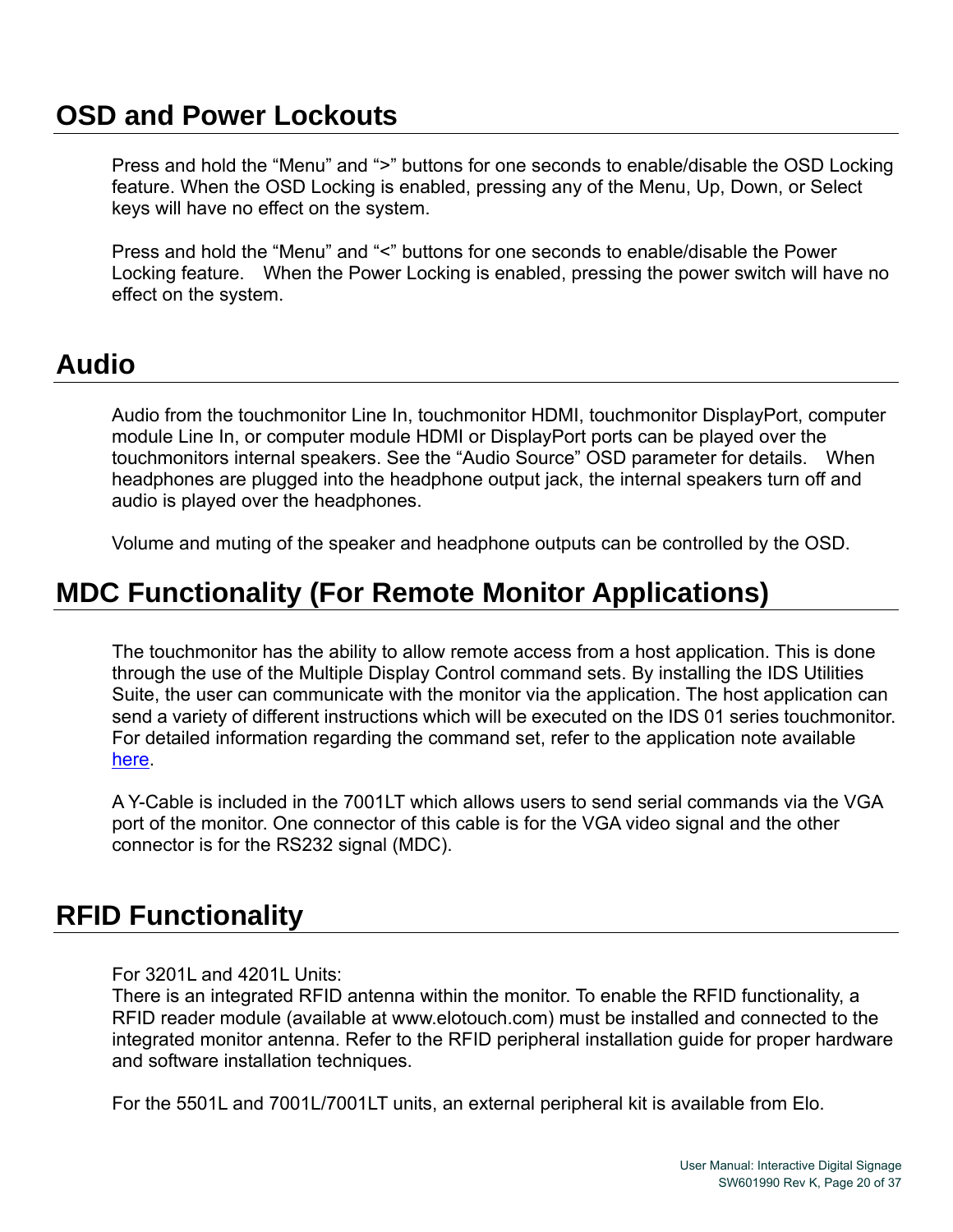## OSD and Power Lockouts

Press and hold the "Menu" and ">" buttons for one seconds to enable/disable the OSD Locking feature. When the OSD Locking is enabled, pressing any of the Menu, Up, Down, or Select keys will have no effect on the system.

Press and hold the "Menu" and "<" buttons for one seconds to enable/disable the Power Locking feature. When the Power Locking is enabled, pressing the power switch will have no effect on the system.

## Audio

Audio from the touchmonitor Line In, touchmonitor HDMI, touchmonitor DisplayPort, computer module Line In, or computer module HDMI or DisplayPort ports can be played over the touchmonitors internal speakers. See the "Audio Source" OSD parameter for details. When headphones are plugged into the headphone output jack, the internal speakers turn off and audio is played over the headphones.

Volume and muting of the speaker and headphone outputs can be controlled by the OSD.

## MDC Functionality (For Remote Monitor Applications)

The touchmonitor has the ability to allow remote access from a host application. This is done through the use of the Multiple Display Control command sets. By installing the IDS Utilities Suite, the user can communicate with the monitor via the application. The host application can send a variety of different instructions which will be executed on the IDS 01 series touchmonitor. For detailed information regarding the command set, refer to the application note available here.

A Y-Cable is included in the 7001LT which allows users to send serial commands via the VGA port of the monitor. One connector of this cable is for the VGA video signal and the other connector is for the RS232 signal (MDC).

## RFID Functionality

For 3201L and 4201L Units:
There is an integrated RFID antenna within the monitor. To enable the RFID functionality, a RFID reader module (available at www.elotouch.com) must be installed and connected to the integrated monitor antenna. Refer to the RFID peripheral installation guide for proper hardware and software installation techniques.

For the 5501L and 7001L/7001LT units, an external peripheral kit is available from Elo.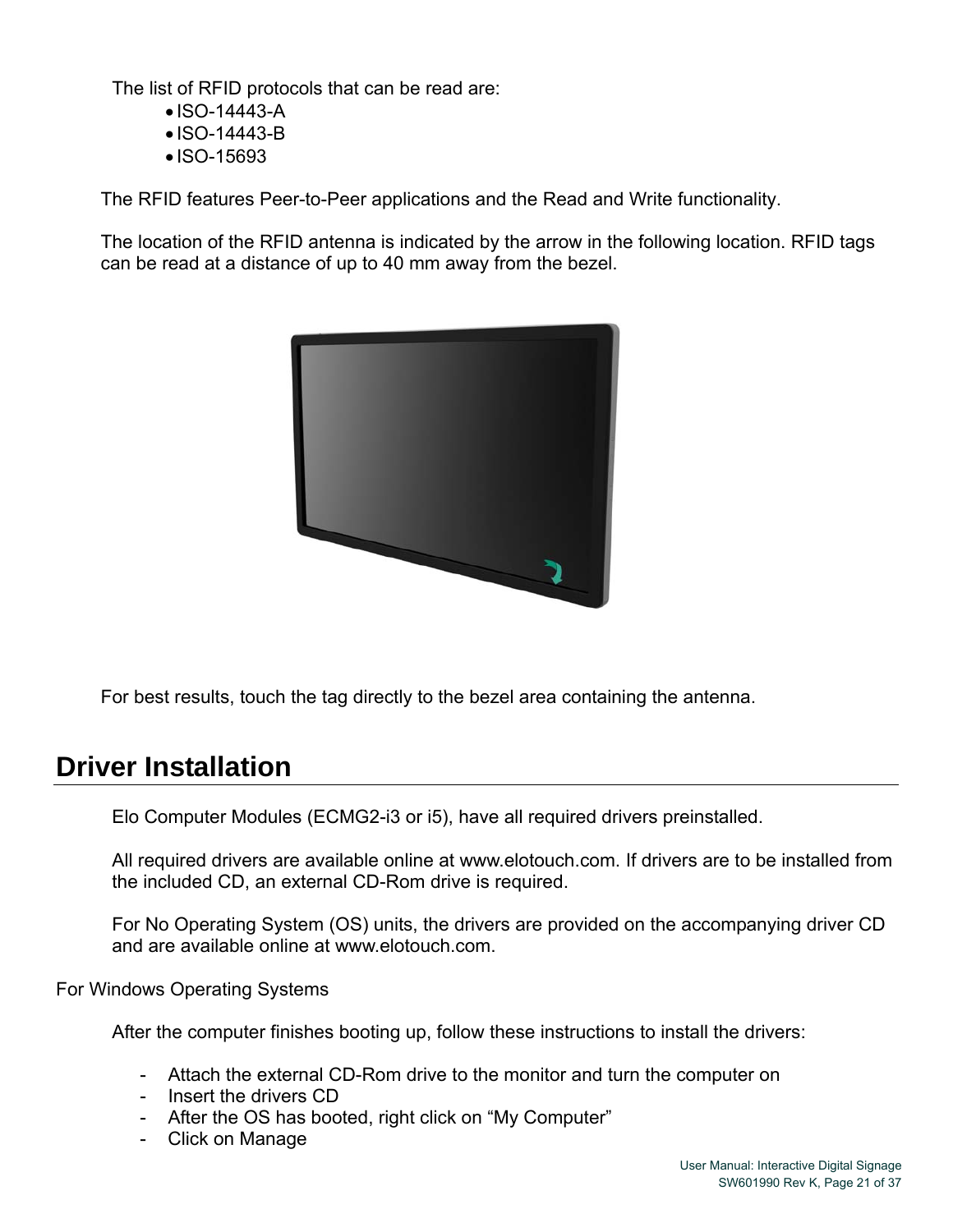The list of RFID protocols that can be read are:

- ISO-14443-A
- ISO-14443-B
- ISO-15693

The RFID features Peer-to-Peer applications and the Read and Write functionality.

The location of the RFID antenna is indicated by the arrow in the following location. RFID tags can be read at a distance of up to 40 mm away from the bezel.

For best results, touch the tag directly to the bezel area containing the antenna.

# Driver Installation

Elo Computer Modules (ECMG2-i3 or i5), have all required drivers preinstalled.

All required drivers are available online at www.elotouch.com. If drivers are to be installed from the included CD, an external CD-Rom drive is required.

For No Operating System (OS) units, the drivers are provided on the accompanying driver CD and are available online at www.elotouch.com.

For Windows Operating Systems

After the computer finishes booting up, follow these instructions to install the drivers:

- Attach the external CD-Rom drive to the monitor and turn the computer on
- Insert the drivers CD
- After the OS has booted, right click on “My Computer”
- Click on Manage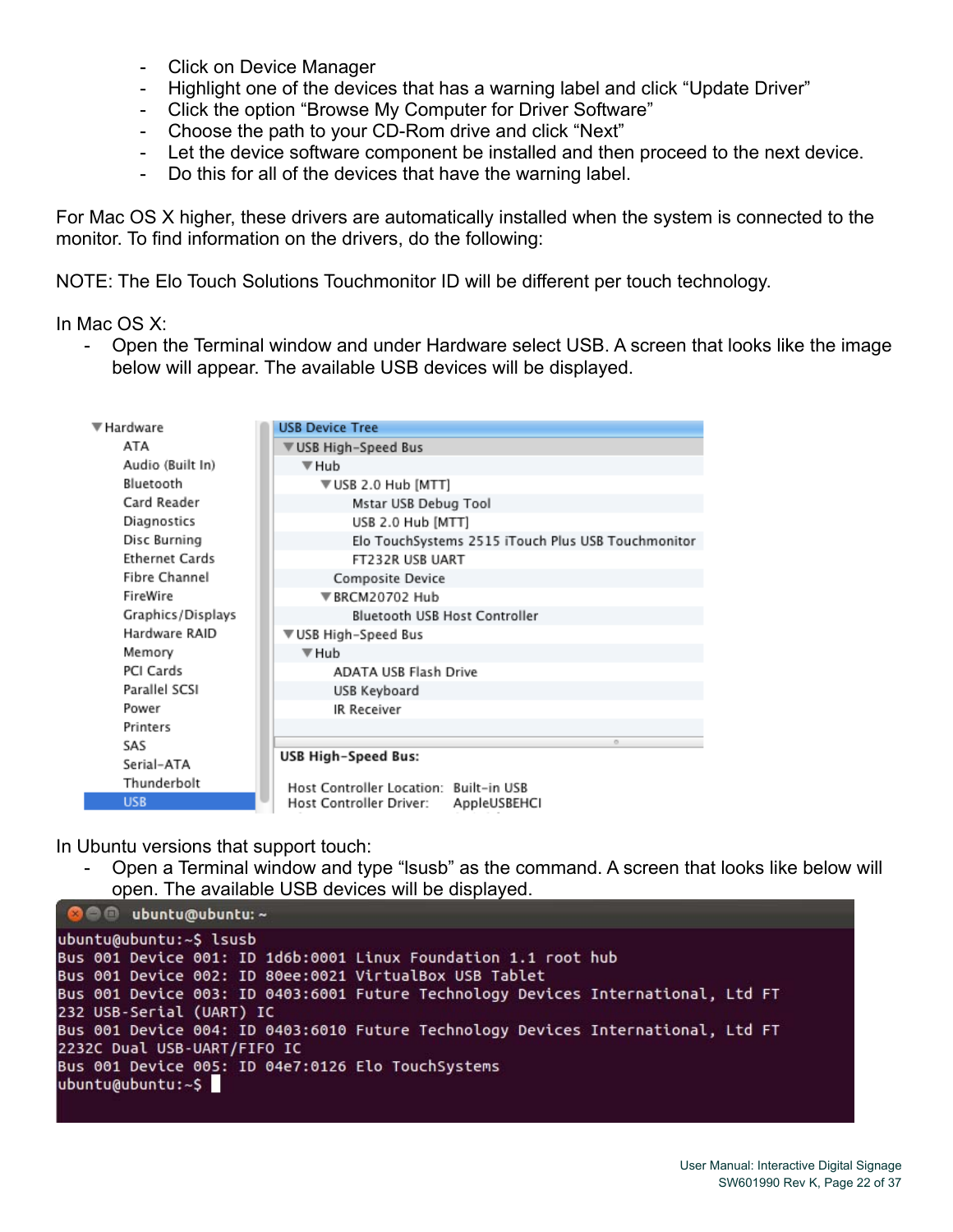- Click on Device Manager
- Highlight one of the devices that has a warning label and click “Update Driver”
- Click the option “Browse My Computer for Driver Software”
- Choose the path to your CD-Rom drive and click “Next”
- Let the device software component be installed and then proceed to the next device.
- Do this for all of the devices that have the warning label.

For Mac OS X higher, these drivers are automatically installed when the system is connected to the monitor. To find information on the drivers, do the following:

NOTE: The Elo Touch Solutions Touchmonitor ID will be different per touch technology.

In Mac OS X:

- Open the Terminal window and under Hardware select USB. A screen that looks like the image below will appear. The available USB devices will be displayed.

```
▼Hardware                USB Device Tree
    ATA                  ▼USB High-Speed Bus
    Audio (Built In)       ▼Hub
    Bluetooth                ▼USB 2.0 Hub [MTT]
    Card Reader                  Mstar USB Debug Tool
    Diagnostics                  USB 2.0 Hub [MTT]
    Disc Burning                 Elo TouchSystems 2515 iTouch Plus USB Touchmonitor
    Ethernet Cards               FT232R USB UART
    Fibre Channel              Composite Device
    FireWire                 ▼BRCM20702 Hub
    Graphics/Displays            Bluetooth USB Host Controller
    Hardware RAID        ▼USB High-Speed Bus
    Memory                 ▼Hub
    PCI Cards                  ADATA USB Flash Drive
    Parallel SCSI              USB Keyboard
    Power                      IR Receiver
    Printers
    SAS                  USB High-Speed Bus:
    Serial-ATA
    Thunderbolt            Host Controller Location:  Built-in USB
    USB                    Host Controller Driver:    AppleUSBEHCI
```

In Ubuntu versions that support touch:

- Open a Terminal window and type “lsusb” as the command. A screen that looks like below will open. The available USB devices will be displayed.

```
ubuntu@ubuntu:~$ lsusb
Bus 001 Device 001: ID 1d6b:0001 Linux Foundation 1.1 root hub
Bus 001 Device 002: ID 80ee:0021 VirtualBox USB Tablet
Bus 001 Device 003: ID 0403:6001 Future Technology Devices International, Ltd FT
232 USB-Serial (UART) IC
Bus 001 Device 004: ID 0403:6010 Future Technology Devices International, Ltd FT
2232C Dual USB-UART/FIFO IC
Bus 001 Device 005: ID 04e7:0126 Elo TouchSystems
ubuntu@ubuntu:~$
```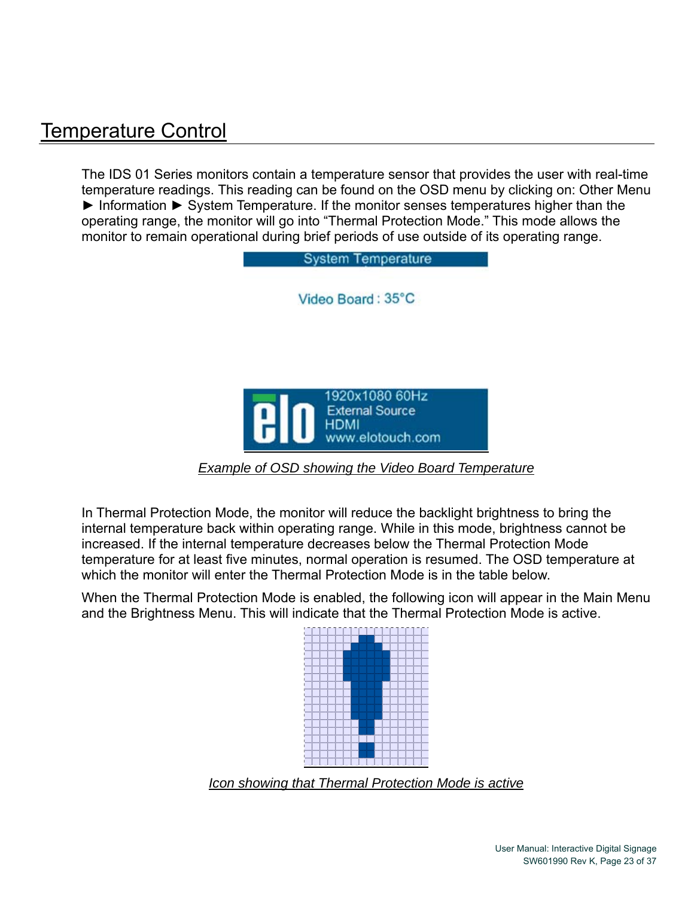## Temperature Control

The IDS 01 Series monitors contain a temperature sensor that provides the user with real-time temperature readings. This reading can be found on the OSD menu by clicking on: Other Menu ► Information ► System Temperature. If the monitor senses temperatures higher than the operating range, the monitor will go into "Thermal Protection Mode." This mode allows the monitor to remain operational during brief periods of use outside of its operating range.

*Example of OSD showing the Video Board Temperature*

In Thermal Protection Mode, the monitor will reduce the backlight brightness to bring the internal temperature back within operating range. While in this mode, brightness cannot be increased. If the internal temperature decreases below the Thermal Protection Mode temperature for at least five minutes, normal operation is resumed. The OSD temperature at which the monitor will enter the Thermal Protection Mode is in the table below.

When the Thermal Protection Mode is enabled, the following icon will appear in the Main Menu and the Brightness Menu. This will indicate that the Thermal Protection Mode is active.

*Icon showing that Thermal Protection Mode is active*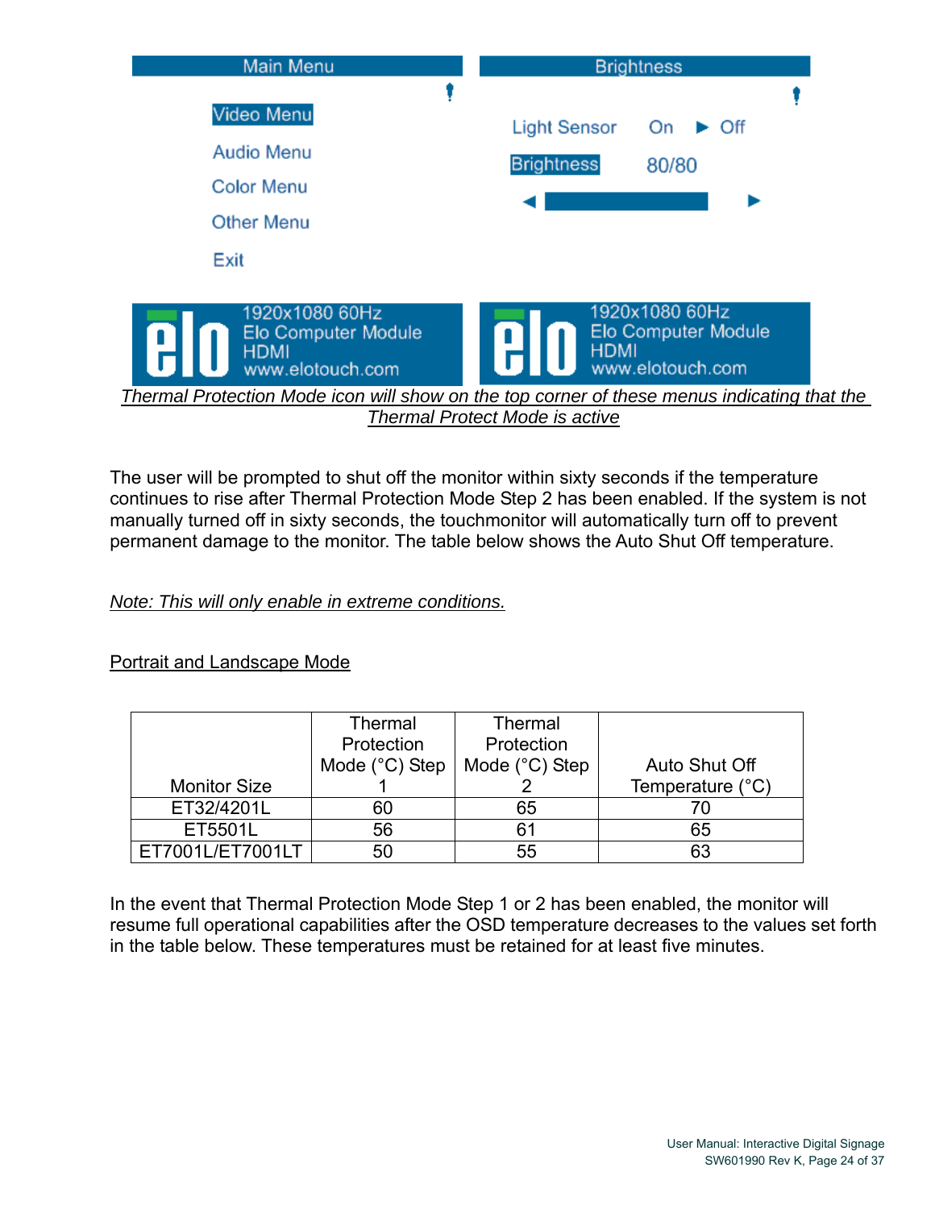| Main Menu |
|---|
| Video Menu |
| Audio Menu |
| Color Menu |
| Other Menu |
| Exit |
| 1920x1080 60Hz<br>Elo Computer Module<br>HDMI<br>www.elotouch.com |

| Brightness | | |
|---|---|---|
| Light Sensor | On | ► Off |
| Brightness | 80/80 | |
| 1920x1080 60Hz<br>Elo Computer Module<br>HDMI<br>www.elotouch.com | | |

*Thermal Protection Mode icon will show on the top corner of these menus indicating that the Thermal Protect Mode is active*

The user will be prompted to shut off the monitor within sixty seconds if the temperature continues to rise after Thermal Protection Mode Step 2 has been enabled. If the system is not manually turned off in sixty seconds, the touchmonitor will automatically turn off to prevent permanent damage to the monitor. The table below shows the Auto Shut Off temperature.

*Note: This will only enable in extreme conditions.*

Portrait and Landscape Mode

| Monitor Size | Thermal Protection Mode (°C) Step 1 | Thermal Protection Mode (°C) Step 2 | Auto Shut Off Temperature (°C) |
|---|---|---|---|
| ET32/4201L | 60 | 65 | 70 |
| ET5501L | 56 | 61 | 65 |
| ET7001L/ET7001LT | 50 | 55 | 63 |

In the event that Thermal Protection Mode Step 1 or 2 has been enabled, the monitor will resume full operational capabilities after the OSD temperature decreases to the values set forth in the table below. These temperatures must be retained for at least five minutes.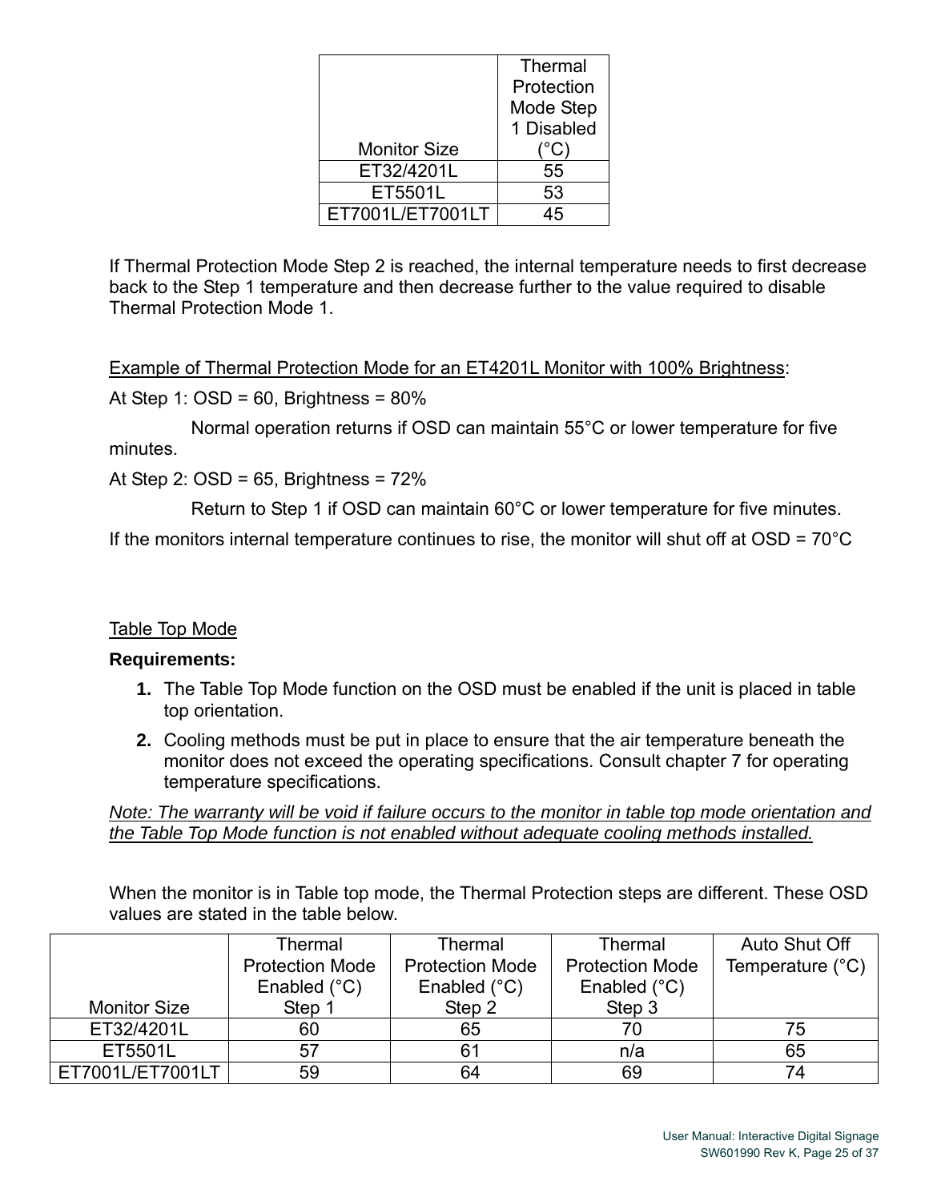| Monitor Size | Thermal Protection Mode Step 1 Disabled (°C) |
| --- | --- |
| ET32/4201L | 55 |
| ET5501L | 53 |
| ET7001L/ET7001LT | 45 |

If Thermal Protection Mode Step 2 is reached, the internal temperature needs to first decrease back to the Step 1 temperature and then decrease further to the value required to disable Thermal Protection Mode 1.

<u>Example of Thermal Protection Mode for an ET4201L Monitor with 100% Brightness</u>:

At Step 1: OSD = 60, Brightness = 80%

Normal operation returns if OSD can maintain 55°C or lower temperature for five minutes.

At Step 2: OSD = 65, Brightness = 72%

Return to Step 1 if OSD can maintain 60°C or lower temperature for five minutes.

If the monitors internal temperature continues to rise, the monitor will shut off at OSD = 70°C

<u>Table Top Mode</u>

**Requirements:**

1. The Table Top Mode function on the OSD must be enabled if the unit is placed in table top orientation.
2. Cooling methods must be put in place to ensure that the air temperature beneath the monitor does not exceed the operating specifications. Consult chapter 7 for operating temperature specifications.

*<u>Note: The warranty will be void if failure occurs to the monitor in table top mode orientation and the Table Top Mode function is not enabled without adequate cooling methods installed.</u>*

When the monitor is in Table top mode, the Thermal Protection steps are different. These OSD values are stated in the table below.

| Monitor Size | Thermal Protection Mode Enabled (°C) Step 1 | Thermal Protection Mode Enabled (°C) Step 2 | Thermal Protection Mode Enabled (°C) Step 3 | Auto Shut Off Temperature (°C) |
| --- | --- | --- | --- | --- |
| ET32/4201L | 60 | 65 | 70 | 75 |
| ET5501L | 57 | 61 | n/a | 65 |
| ET7001L/ET7001LT | 59 | 64 | 69 | 74 |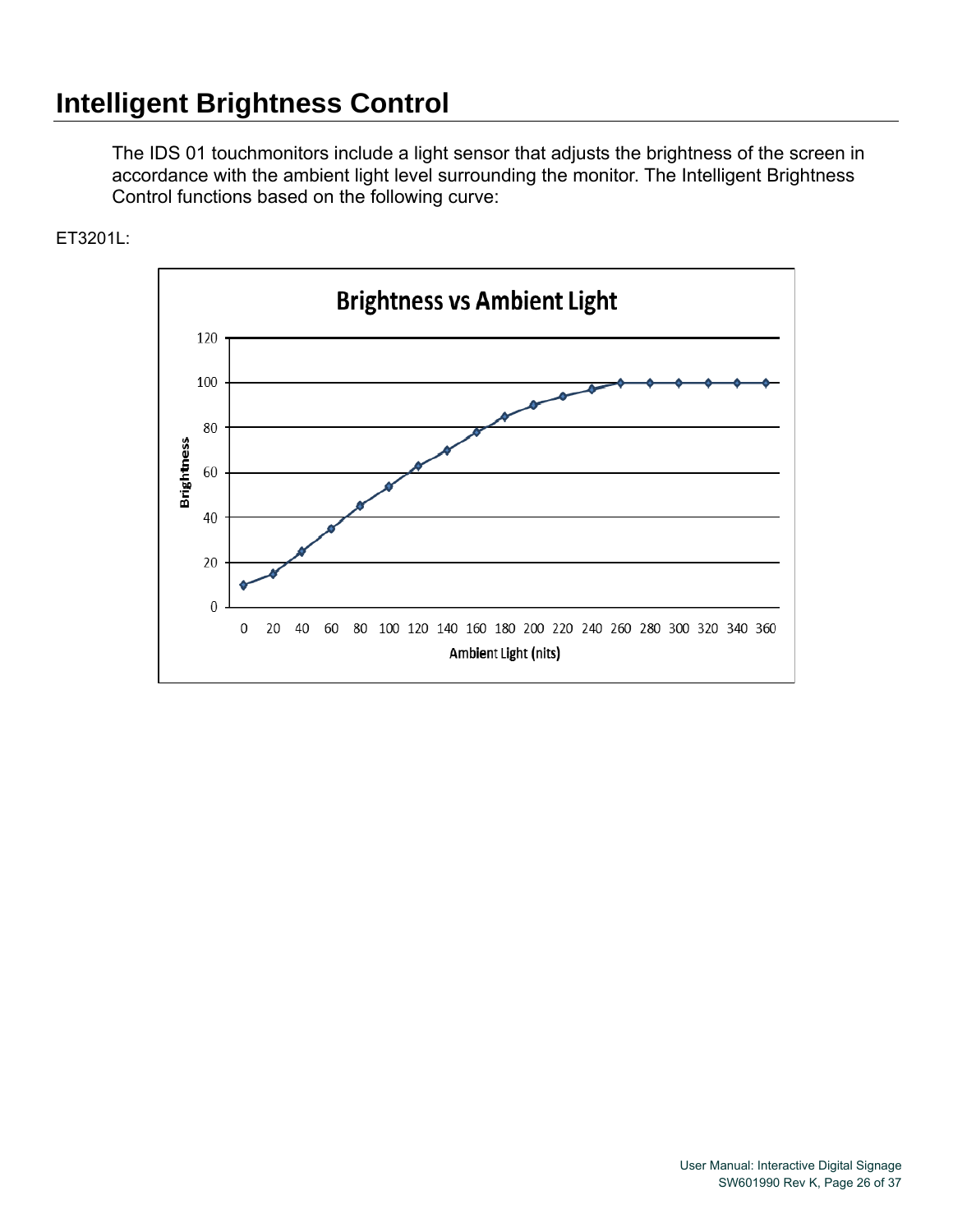# Intelligent Brightness Control

The IDS 01 touchmonitors include a light sensor that adjusts the brightness of the screen in accordance with the ambient light level surrounding the monitor. The Intelligent Brightness Control functions based on the following curve:

ET3201L: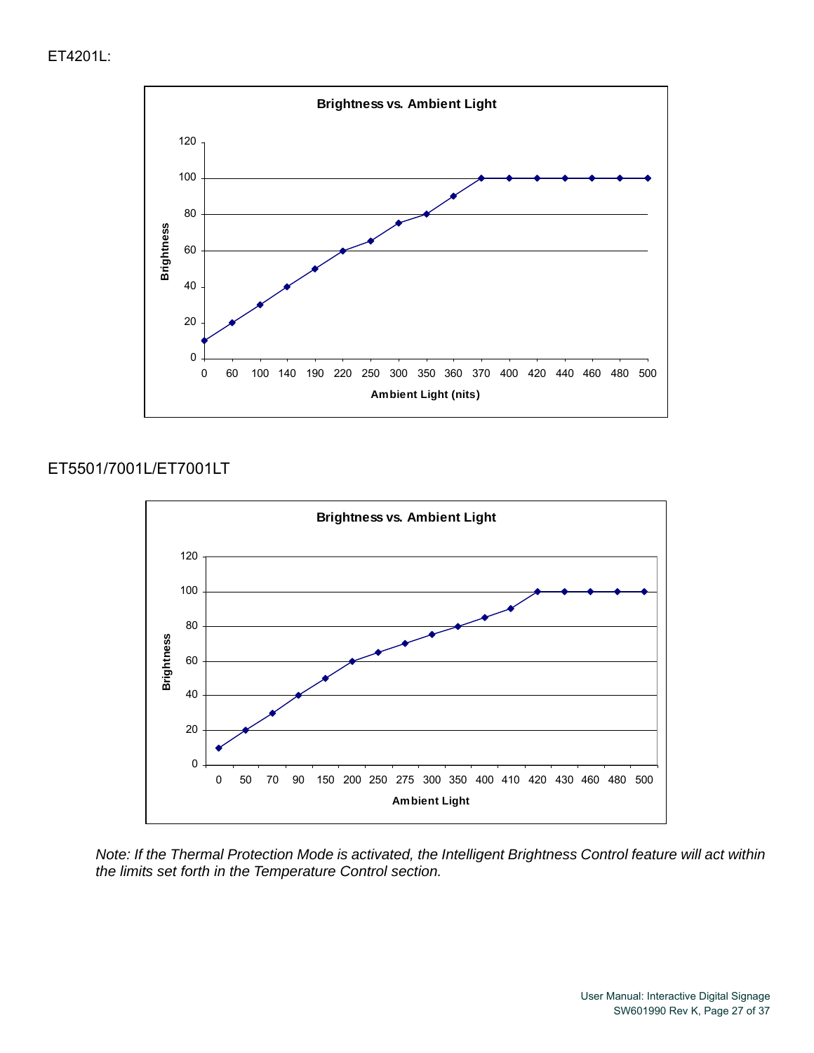ET4201L:

**Brightness vs. Ambient Light**

ET5501/7001L/ET7001LT

**Brightness vs. Ambient Light**

*Note: If the Thermal Protection Mode is activated, the Intelligent Brightness Control feature will act within the limits set forth in the Temperature Control section.*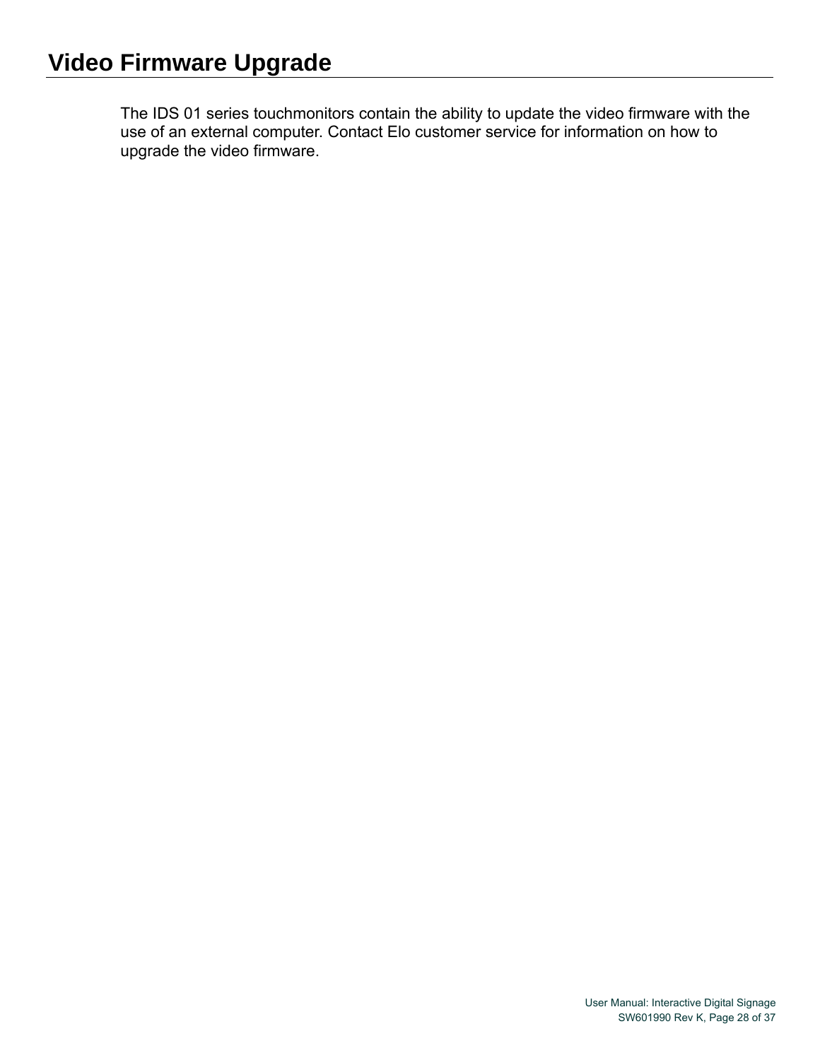# Video Firmware Upgrade

The IDS 01 series touchmonitors contain the ability to update the video firmware with the use of an external computer. Contact Elo customer service for information on how to upgrade the video firmware.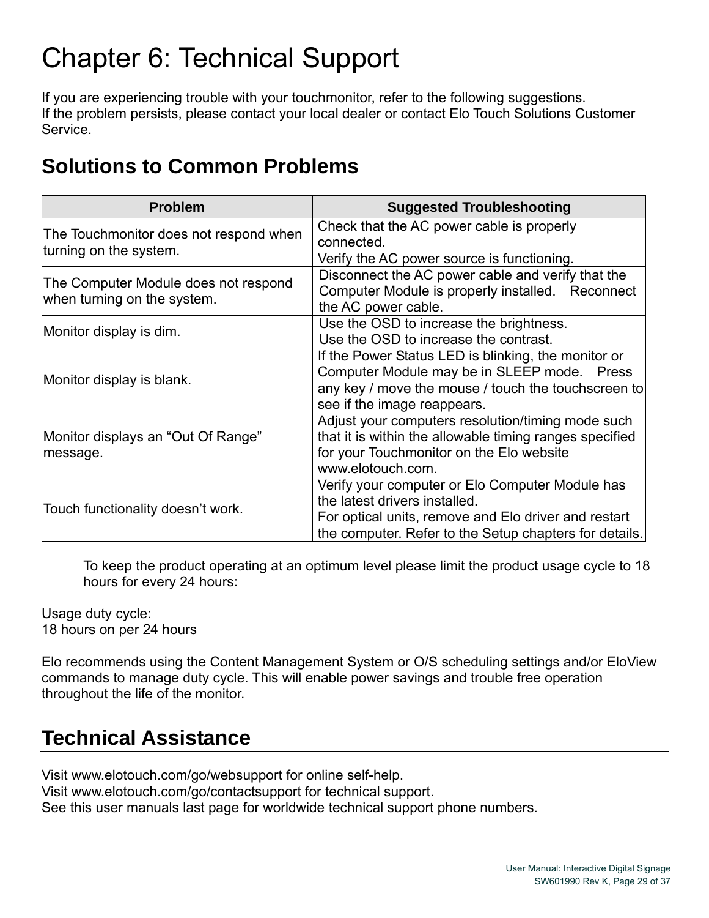# Chapter 6: Technical Support

If you are experiencing trouble with your touchmonitor, refer to the following suggestions.
If the problem persists, please contact your local dealer or contact Elo Touch Solutions Customer Service.

## Solutions to Common Problems

| Problem | Suggested Troubleshooting |
|---|---|
| The Touchmonitor does not respond when turning on the system. | Check that the AC power cable is properly connected.<br>Verify the AC power source is functioning. |
| The Computer Module does not respond when turning on the system. | Disconnect the AC power cable and verify that the Computer Module is properly installed. Reconnect the AC power cable. |
| Monitor display is dim. | Use the OSD to increase the brightness.<br>Use the OSD to increase the contrast. |
| Monitor display is blank. | If the Power Status LED is blinking, the monitor or Computer Module may be in SLEEP mode. Press any key / move the mouse / touch the touchscreen to see if the image reappears. |
| Monitor displays an "Out Of Range" message. | Adjust your computers resolution/timing mode such that it is within the allowable timing ranges specified for your Touchmonitor on the Elo website www.elotouch.com. |
| Touch functionality doesn't work. | Verify your computer or Elo Computer Module has the latest drivers installed.<br>For optical units, remove and Elo driver and restart the computer. Refer to the Setup chapters for details. |

To keep the product operating at an optimum level please limit the product usage cycle to 18 hours for every 24 hours:

Usage duty cycle:
18 hours on per 24 hours

Elo recommends using the Content Management System or O/S scheduling settings and/or EloView commands to manage duty cycle. This will enable power savings and trouble free operation throughout the life of the monitor.

## Technical Assistance

Visit www.elotouch.com/go/websupport for online self-help.
Visit www.elotouch.com/go/contactsupport for technical support.
See this user manuals last page for worldwide technical support phone numbers.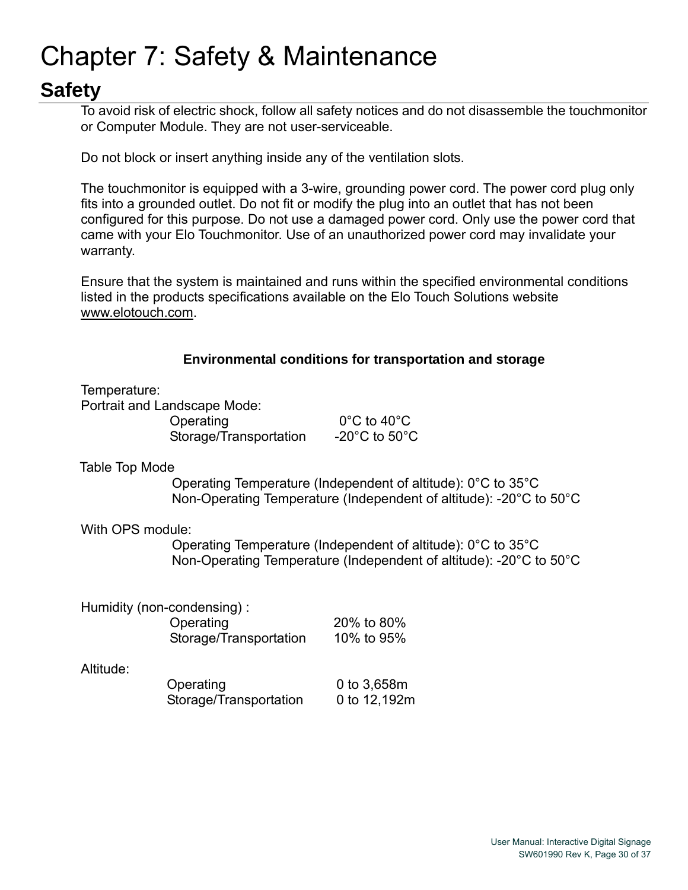# Chapter 7: Safety & Maintenance

## Safety

To avoid risk of electric shock, follow all safety notices and do not disassemble the touchmonitor or Computer Module. They are not user-serviceable.

Do not block or insert anything inside any of the ventilation slots.

The touchmonitor is equipped with a 3-wire, grounding power cord. The power cord plug only fits into a grounded outlet. Do not fit or modify the plug into an outlet that has not been configured for this purpose. Do not use a damaged power cord. Only use the power cord that came with your Elo Touchmonitor. Use of an unauthorized power cord may invalidate your warranty.

Ensure that the system is maintained and runs within the specified environmental conditions listed in the products specifications available on the Elo Touch Solutions website www.elotouch.com.

**Environmental conditions for transportation and storage**

Temperature:

Portrait and Landscape Mode:

| | |
|---|---|
| Operating | 0°C to 40°C |
| Storage/Transportation | -20°C to 50°C |

Table Top Mode

- Operating Temperature (Independent of altitude): 0°C to 35°C
- Non-Operating Temperature (Independent of altitude): -20°C to 50°C

With OPS module:

- Operating Temperature (Independent of altitude): 0°C to 35°C
- Non-Operating Temperature (Independent of altitude): -20°C to 50°C

Humidity (non-condensing) :

| | |
|---|---|
| Operating | 20% to 80% |
| Storage/Transportation | 10% to 95% |

Altitude:

| | |
|---|---|
| Operating | 0 to 3,658m |
| Storage/Transportation | 0 to 12,192m |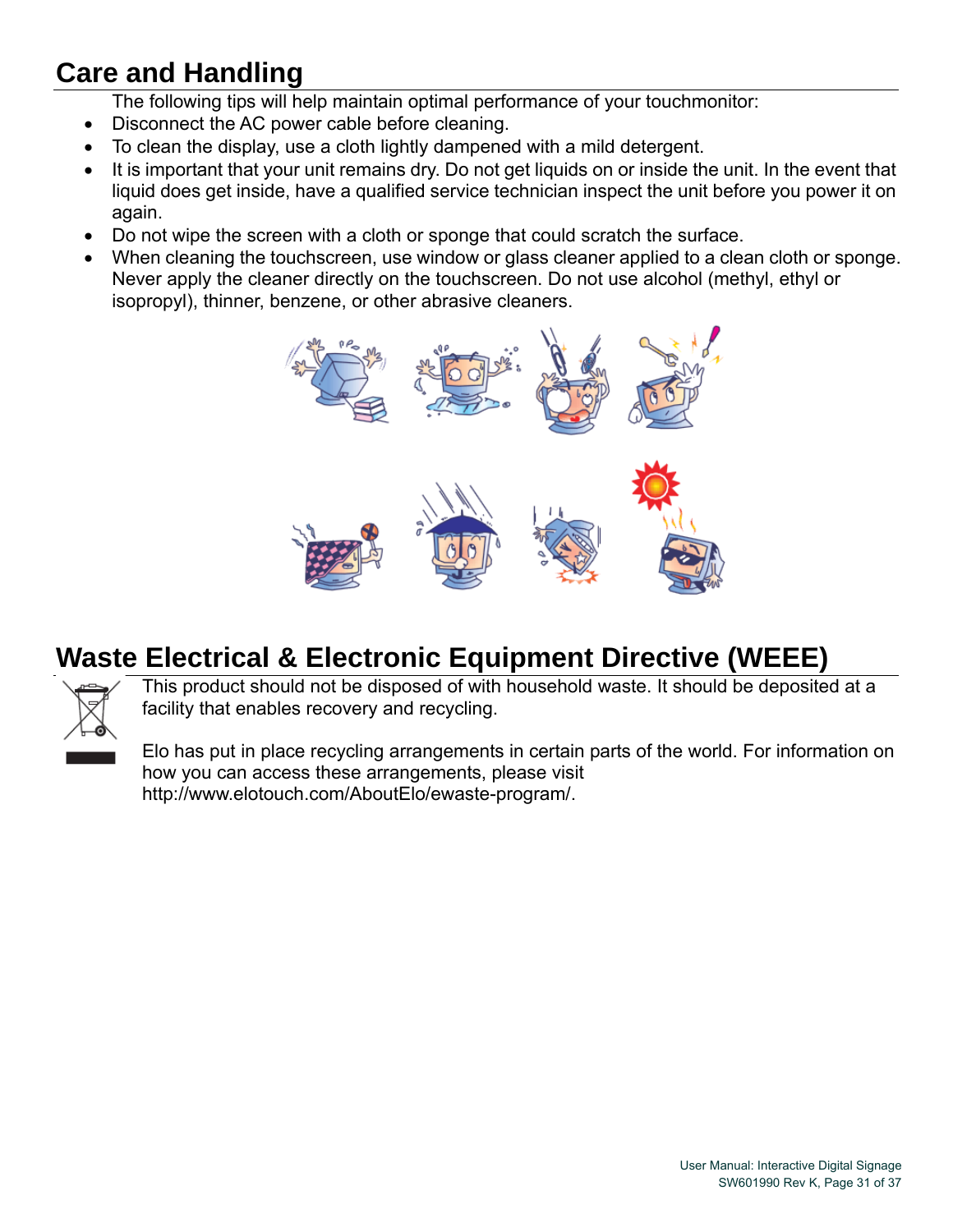## Care and Handling

The following tips will help maintain optimal performance of your touchmonitor:

- Disconnect the AC power cable before cleaning.
- To clean the display, use a cloth lightly dampened with a mild detergent.
- It is important that your unit remains dry. Do not get liquids on or inside the unit. In the event that liquid does get inside, have a qualified service technician inspect the unit before you power it on again.
- Do not wipe the screen with a cloth or sponge that could scratch the surface.
- When cleaning the touchscreen, use window or glass cleaner applied to a clean cloth or sponge. Never apply the cleaner directly on the touchscreen. Do not use alcohol (methyl, ethyl or isopropyl), thinner, benzene, or other abrasive cleaners.

## Waste Electrical & Electronic Equipment Directive (WEEE)

This product should not be disposed of with household waste. It should be deposited at a facility that enables recovery and recycling.

Elo has put in place recycling arrangements in certain parts of the world. For information on how you can access these arrangements, please visit http://www.elotouch.com/AboutElo/ewaste-program/.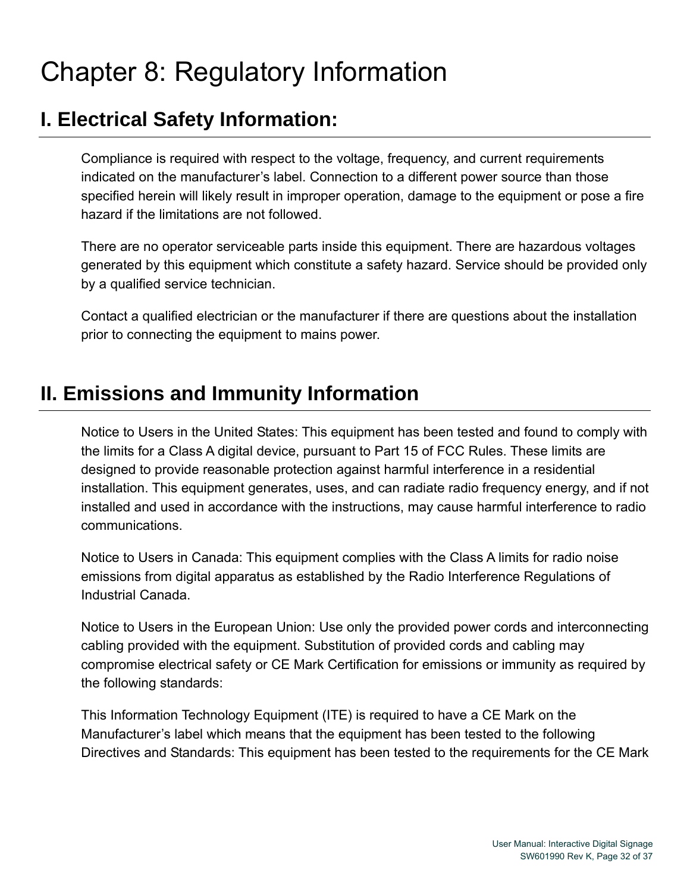# Chapter 8: Regulatory Information

## I. Electrical Safety Information:

Compliance is required with respect to the voltage, frequency, and current requirements indicated on the manufacturer's label. Connection to a different power source than those specified herein will likely result in improper operation, damage to the equipment or pose a fire hazard if the limitations are not followed.

There are no operator serviceable parts inside this equipment. There are hazardous voltages generated by this equipment which constitute a safety hazard. Service should be provided only by a qualified service technician.

Contact a qualified electrician or the manufacturer if there are questions about the installation prior to connecting the equipment to mains power.

## II. Emissions and Immunity Information

Notice to Users in the United States: This equipment has been tested and found to comply with the limits for a Class A digital device, pursuant to Part 15 of FCC Rules. These limits are designed to provide reasonable protection against harmful interference in a residential installation. This equipment generates, uses, and can radiate radio frequency energy, and if not installed and used in accordance with the instructions, may cause harmful interference to radio communications.

Notice to Users in Canada: This equipment complies with the Class A limits for radio noise emissions from digital apparatus as established by the Radio Interference Regulations of Industrial Canada.

Notice to Users in the European Union: Use only the provided power cords and interconnecting cabling provided with the equipment. Substitution of provided cords and cabling may compromise electrical safety or CE Mark Certification for emissions or immunity as required by the following standards:

This Information Technology Equipment (ITE) is required to have a CE Mark on the Manufacturer's label which means that the equipment has been tested to the following Directives and Standards: This equipment has been tested to the requirements for the CE Mark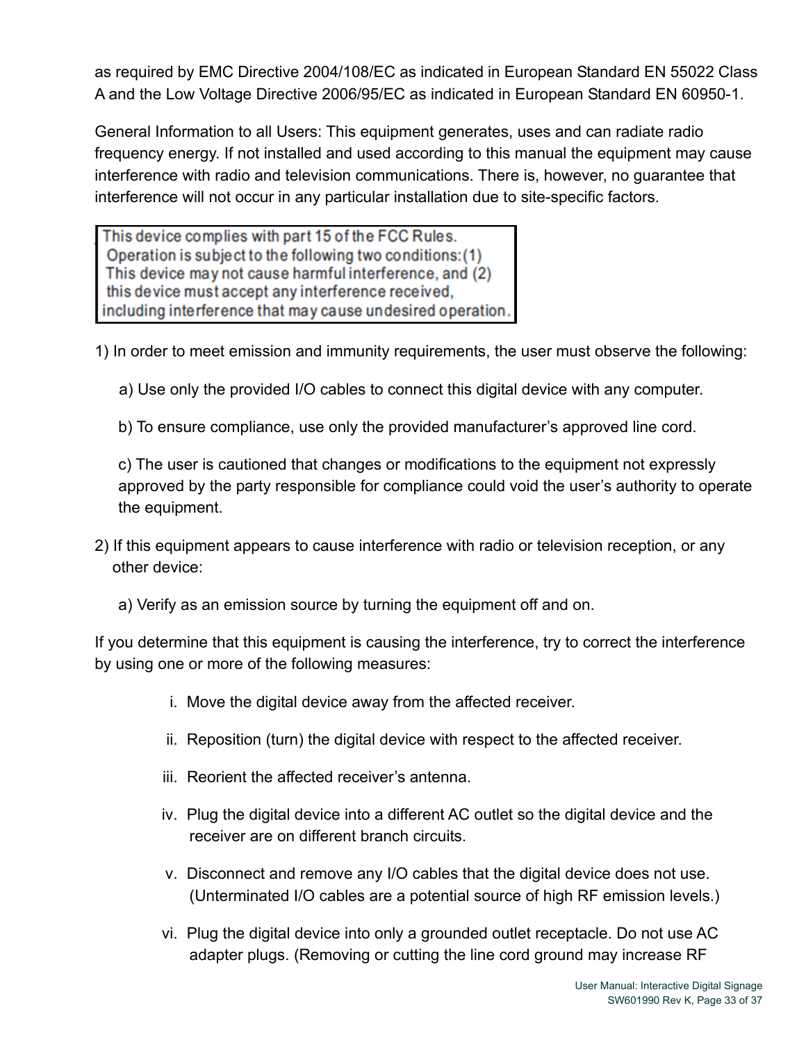as required by EMC Directive 2004/108/EC as indicated in European Standard EN 55022 Class A and the Low Voltage Directive 2006/95/EC as indicated in European Standard EN 60950-1.

General Information to all Users: This equipment generates, uses and can radiate radio frequency energy. If not installed and used according to this manual the equipment may cause interference with radio and television communications. There is, however, no guarantee that interference will not occur in any particular installation due to site-specific factors.

> This device complies with part 15 of the FCC Rules. Operation is subject to the following two conditions: (1) This device may not cause harmful interference, and (2) this device must accept any interference received, including interference that may cause undesired operation.

1) In order to meet emission and immunity requirements, the user must observe the following:

   a) Use only the provided I/O cables to connect this digital device with any computer.

   b) To ensure compliance, use only the provided manufacturer's approved line cord.

   c) The user is cautioned that changes or modifications to the equipment not expressly approved by the party responsible for compliance could void the user's authority to operate the equipment.

2) If this equipment appears to cause interference with radio or television reception, or any other device:

   a) Verify as an emission source by turning the equipment off and on.

If you determine that this equipment is causing the interference, try to correct the interference by using one or more of the following measures:

i. Move the digital device away from the affected receiver.

ii. Reposition (turn) the digital device with respect to the affected receiver.

iii. Reorient the affected receiver's antenna.

iv. Plug the digital device into a different AC outlet so the digital device and the receiver are on different branch circuits.

v. Disconnect and remove any I/O cables that the digital device does not use. (Unterminated I/O cables are a potential source of high RF emission levels.)

vi. Plug the digital device into only a grounded outlet receptacle. Do not use AC adapter plugs. (Removing or cutting the line cord ground may increase RF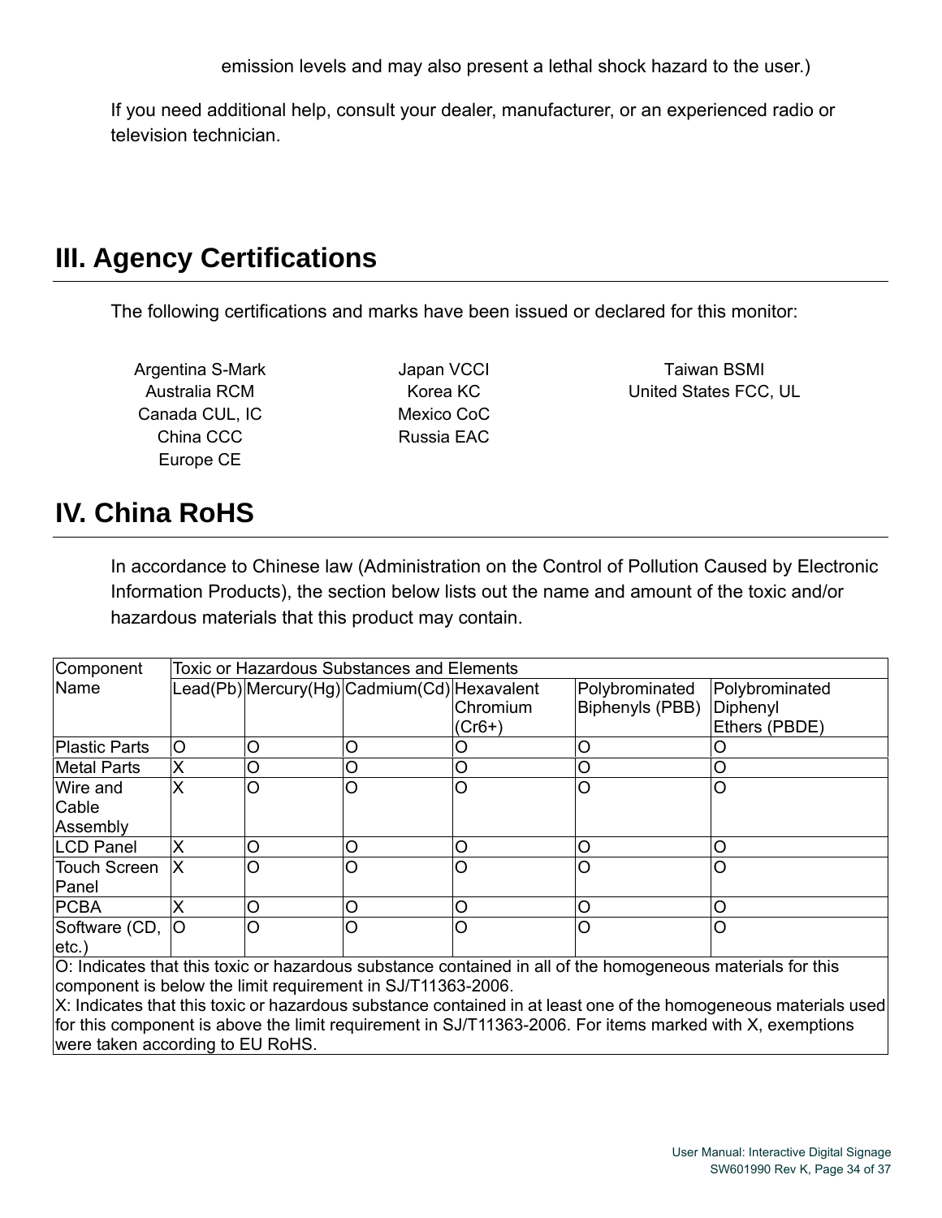emission levels and may also present a lethal shock hazard to the user.)

If you need additional help, consult your dealer, manufacturer, or an experienced radio or television technician.

## III. Agency Certifications

The following certifications and marks have been issued or declared for this monitor:

Argentina S-Mark
Australia RCM
Canada CUL, IC
China CCC
Europe CE

Japan VCCI
Korea KC
Mexico CoC
Russia EAC

Taiwan BSMI
United States FCC, UL

## IV. China RoHS

In accordance to Chinese law (Administration on the Control of Pollution Caused by Electronic Information Products), the section below lists out the name and amount of the toxic and/or hazardous materials that this product may contain.

| Component Name | Toxic or Hazardous Substances and Elements | | | | | |
|---|---|---|---|---|---|---|
| | Lead(Pb) | Mercury(Hg) | Cadmium(Cd) | Hexavalent Chromium (Cr6+) | Polybrominated Biphenyls (PBB) | Polybrominated Diphenyl Ethers (PBDE) |
| Plastic Parts | O | O | O | O | O | O |
| Metal Parts | X | O | O | O | O | O |
| Wire and Cable Assembly | X | O | O | O | O | O |
| LCD Panel | X | O | O | O | O | O |
| Touch Screen Panel | X | O | O | O | O | O |
| PCBA | X | O | O | O | O | O |
| Software (CD, etc.) | O | O | O | O | O | O |

O: Indicates that this toxic or hazardous substance contained in all of the homogeneous materials for this component is below the limit requirement in SJ/T11363-2006.
X: Indicates that this toxic or hazardous substance contained in at least one of the homogeneous materials used for this component is above the limit requirement in SJ/T11363-2006. For items marked with X, exemptions were taken according to EU RoHS.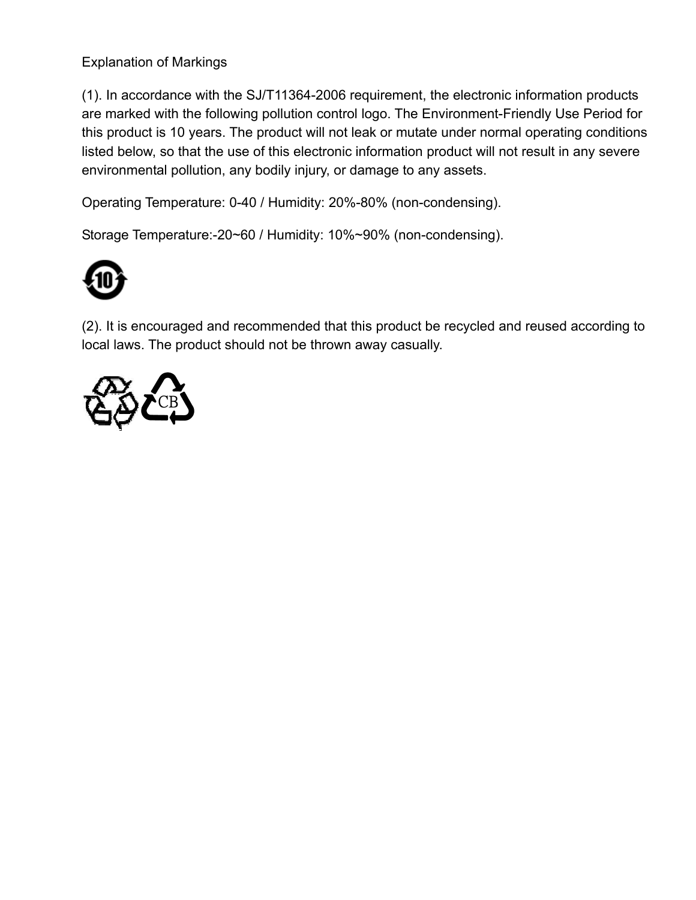Explanation of Markings

(1). In accordance with the SJ/T11364-2006 requirement, the electronic information products are marked with the following pollution control logo. The Environment-Friendly Use Period for this product is 10 years. The product will not leak or mutate under normal operating conditions listed below, so that the use of this electronic information product will not result in any severe environmental pollution, any bodily injury, or damage to any assets.

Operating Temperature: 0-40 / Humidity: 20%-80% (non-condensing).

Storage Temperature:-20~60 / Humidity: 10%~90% (non-condensing).

(2). It is encouraged and recommended that this product be recycled and reused according to local laws. The product should not be thrown away casually.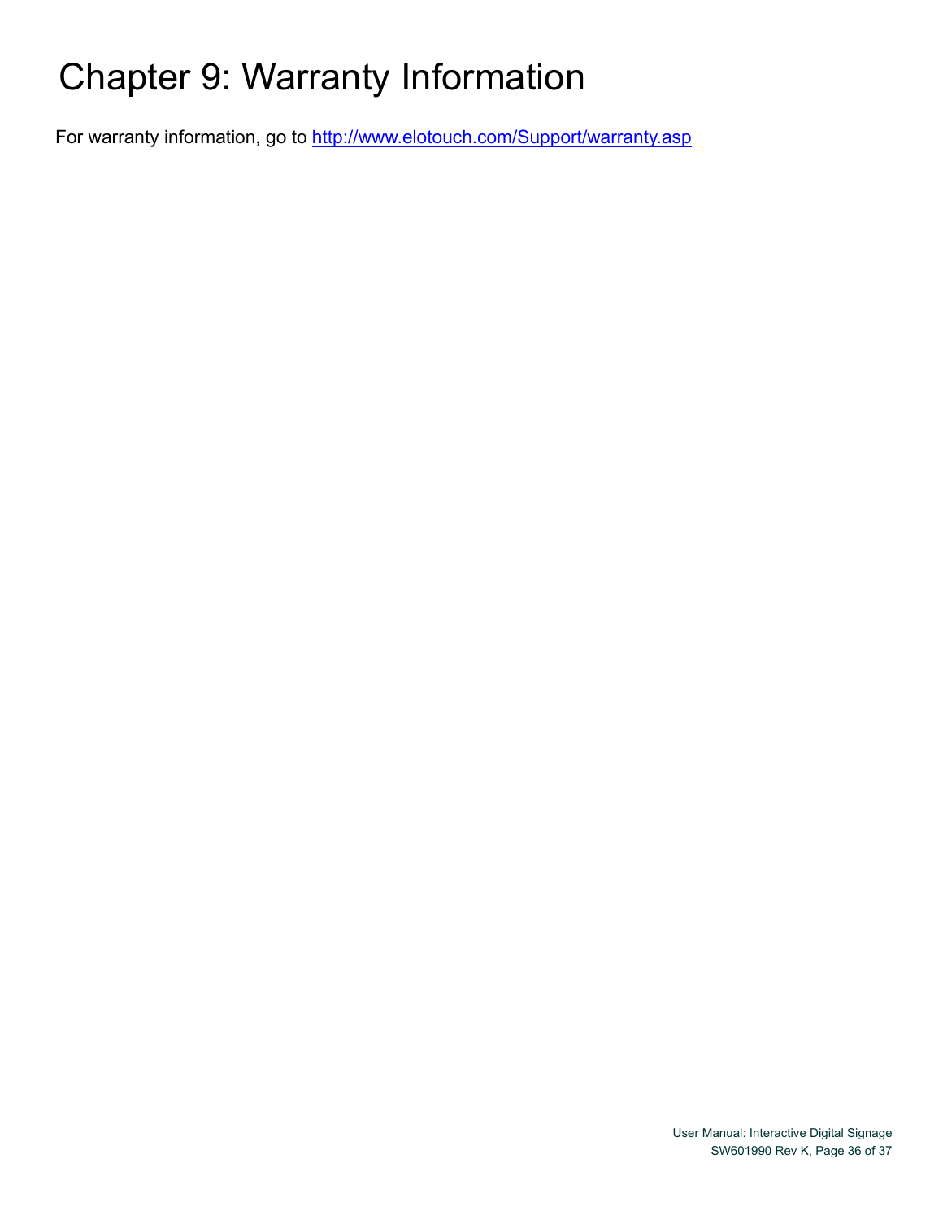# Chapter 9: Warranty Information

For warranty information, go to [http://www.elotouch.com/Support/warranty.asp](http://www.elotouch.com/Support/warranty.asp)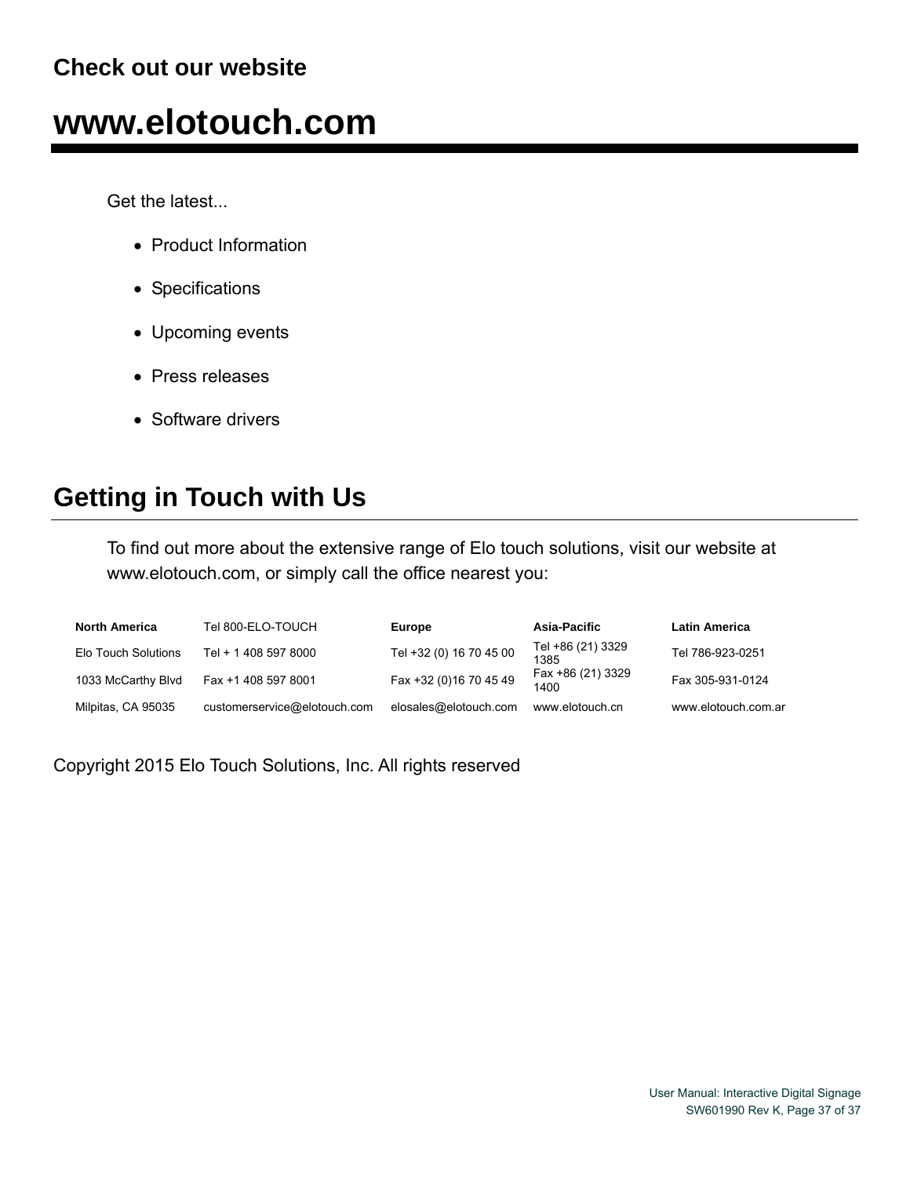## Check out our website

# www.elotouch.com

Get the latest...

- Product Information
- Specifications
- Upcoming events
- Press releases
- Software drivers

# Getting in Touch with Us

To find out more about the extensive range of Elo touch solutions, visit our website at www.elotouch.com, or simply call the office nearest you:

| **North America** | Tel 800-ELO-TOUCH | **Europe** | **Asia-Pacific** | **Latin America** |
|---|---|---|---|---|
| Elo Touch Solutions | Tel + 1 408 597 8000 | Tel +32 (0) 16 70 45 00 | Tel +86 (21) 3329 1385 | Tel 786-923-0251 |
| 1033 McCarthy Blvd | Fax +1 408 597 8001 | Fax +32 (0)16 70 45 49 | Fax +86 (21) 3329 1400 | Fax 305-931-0124 |
| Milpitas, CA 95035 | customerservice@elotouch.com | elosales@elotouch.com | www.elotouch.cn | www.elotouch.com.ar |

Copyright 2015 Elo Touch Solutions, Inc. All rights reserved